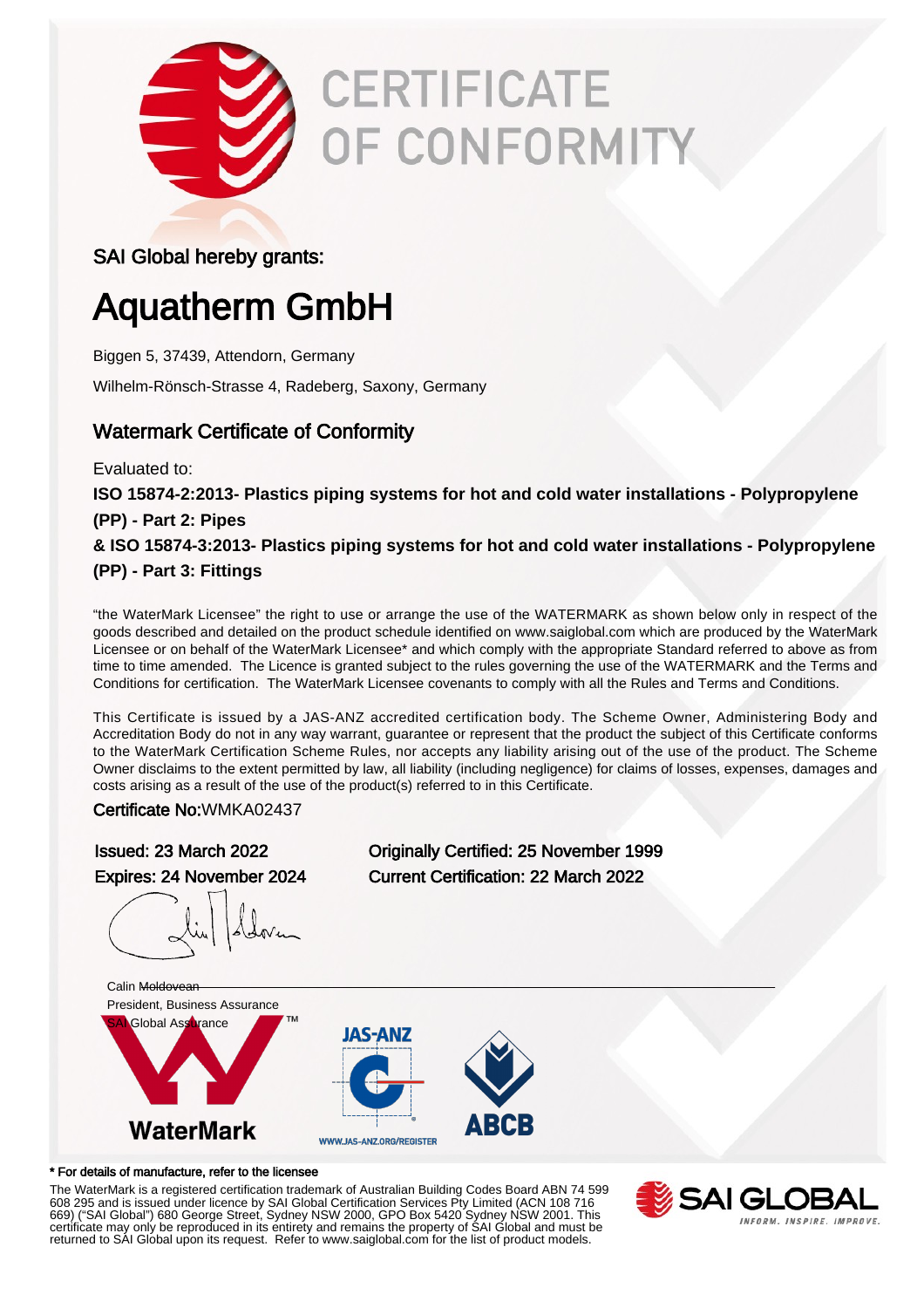# CERTIFICATE OF CONFORMITY

SAI Global hereby grants:

## Aquatherm GmbH

Biggen 5, 37439, Attendorn, Germany

Wilhelm-Rönsch-Strasse 4, Radeberg, Saxony, Germany

### Watermark Certificate of Conformity

Evaluated to:

**ISO 15874-2:2013- Plastics piping systems for hot and cold water installations - Polypropylene (PP) - Part 2: Pipes**

**& ISO 15874-3:2013- Plastics piping systems for hot and cold water installations - Polypropylene (PP) - Part 3: Fittings**

"the WaterMark Licensee" the right to use or arrange the use of the WATERMARK as shown below only in respect of the goods described and detailed on the product schedule identified on www.saiglobal.com which are produced by the WaterMark Licensee or on behalf of the WaterMark Licensee* and which comply with the appropriate Standard referred to above as from time to time amended. The Licence is granted subject to the rules governing the use of the WATERMARK and the Terms and Conditions for certification. The WaterMark Licensee covenants to comply with all the Rules and Terms and Conditions.

This Certificate is issued by a JAS-ANZ accredited certification body. The Scheme Owner, Administering Body and Accreditation Body do not in any way warrant, guarantee or represent that the product the subject of this Certificate conforms to the WaterMark Certification Scheme Rules, nor accepts any liability arising out of the use of the product. The Scheme Owner disclaims to the extent permitted by law, all liability (including negligence) for claims of losses, expenses, damages and costs arising as a result of the use of the product(s) referred to in this Certificate.

Certificate No:WMKA02437

Issued: 23 March 2022

Expires: 24 November 2024

Originally Certified: 25 November 1999

Current Certification: 22 March 2022

Calin Moldovean
President, Business Assurance
SAI Global Assurance

WaterMark

JAS-ANZ

WWW.JAS-ANZ.ORG/REGISTER

ABCB

\* For details of manufacture, refer to the licensee

The WaterMark is a registered certification trademark of Australian Building Codes Board ABN 74 599 608 295 and is issued under licence by SAI Global Certification Services Pty Limited (ACN 108 716 669) ("SAI Global") 680 George Street, Sydney NSW 2000, GPO Box 5420 Sydney NSW 2001. This certificate may only be reproduced in its entirety and remains the property of SAI Global and must be returned to SAI Global upon its request. Refer to www.saiglobal.com for the list of product models.

SAI GLOBAL
INFORM. INSPIRE. IMPROVE.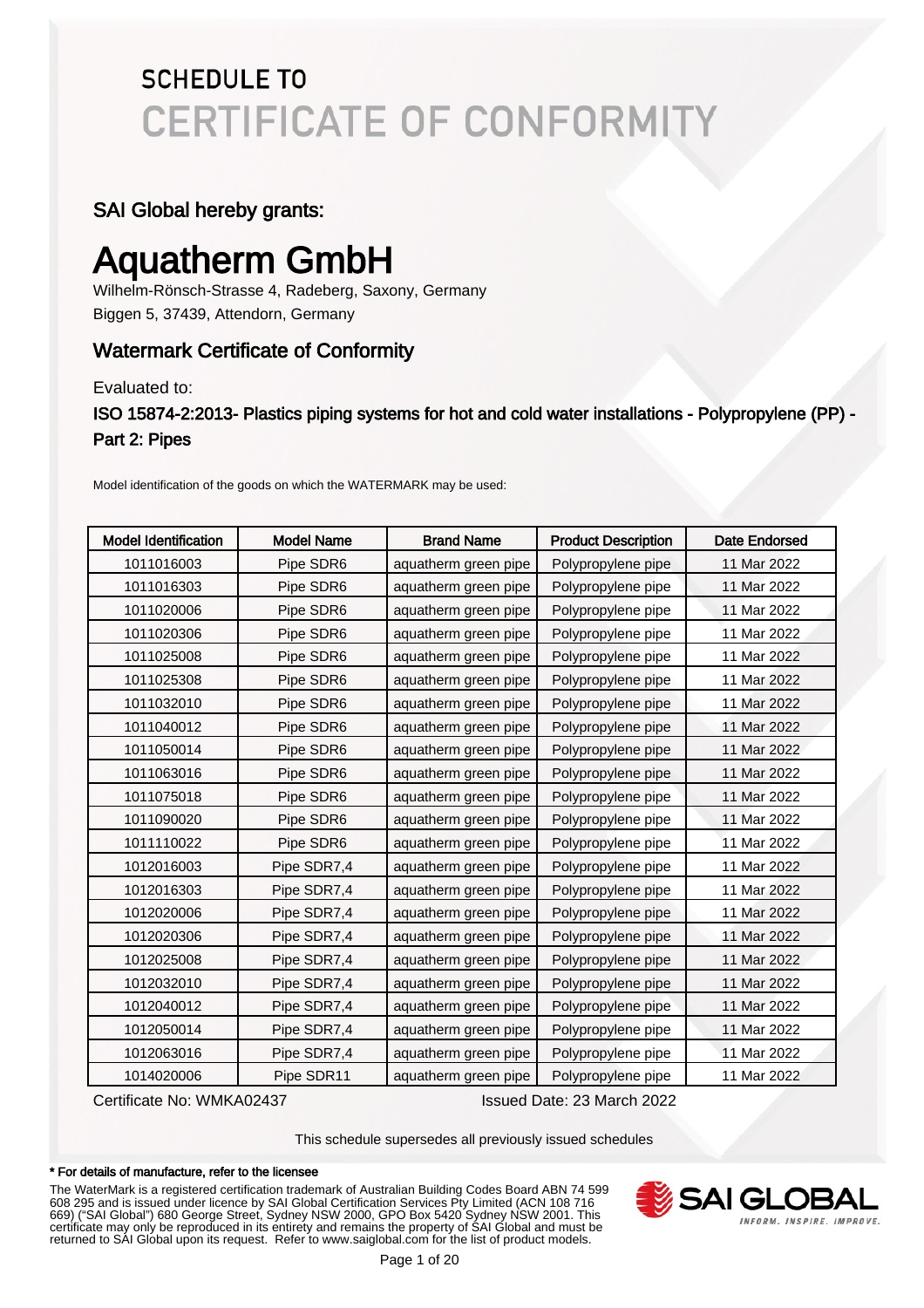# SCHEDULE TO
# CERTIFICATE OF CONFORMITY

## SAI Global hereby grants:

# Aquatherm GmbH

Wilhelm-Rönsch-Strasse 4, Radeberg, Saxony, Germany
Biggen 5, 37439, Attendorn, Germany

## Watermark Certificate of Conformity

Evaluated to:

### ISO 15874-2:2013- Plastics piping systems for hot and cold water installations - Polypropylene (PP) - Part 2: Pipes

Model identification of the goods on which the WATERMARK may be used:

| Model Identification | Model Name | Brand Name | Product Description | Date Endorsed |
|---|---|---|---|---|
| 1011016003 | Pipe SDR6 | aquatherm green pipe | Polypropylene pipe | 11 Mar 2022 |
| 1011016303 | Pipe SDR6 | aquatherm green pipe | Polypropylene pipe | 11 Mar 2022 |
| 1011020006 | Pipe SDR6 | aquatherm green pipe | Polypropylene pipe | 11 Mar 2022 |
| 1011020306 | Pipe SDR6 | aquatherm green pipe | Polypropylene pipe | 11 Mar 2022 |
| 1011025008 | Pipe SDR6 | aquatherm green pipe | Polypropylene pipe | 11 Mar 2022 |
| 1011025308 | Pipe SDR6 | aquatherm green pipe | Polypropylene pipe | 11 Mar 2022 |
| 1011032010 | Pipe SDR6 | aquatherm green pipe | Polypropylene pipe | 11 Mar 2022 |
| 1011040012 | Pipe SDR6 | aquatherm green pipe | Polypropylene pipe | 11 Mar 2022 |
| 1011050014 | Pipe SDR6 | aquatherm green pipe | Polypropylene pipe | 11 Mar 2022 |
| 1011063016 | Pipe SDR6 | aquatherm green pipe | Polypropylene pipe | 11 Mar 2022 |
| 1011075018 | Pipe SDR6 | aquatherm green pipe | Polypropylene pipe | 11 Mar 2022 |
| 1011090020 | Pipe SDR6 | aquatherm green pipe | Polypropylene pipe | 11 Mar 2022 |
| 1011110022 | Pipe SDR6 | aquatherm green pipe | Polypropylene pipe | 11 Mar 2022 |
| 1012016003 | Pipe SDR7,4 | aquatherm green pipe | Polypropylene pipe | 11 Mar 2022 |
| 1012016303 | Pipe SDR7,4 | aquatherm green pipe | Polypropylene pipe | 11 Mar 2022 |
| 1012020006 | Pipe SDR7,4 | aquatherm green pipe | Polypropylene pipe | 11 Mar 2022 |
| 1012020306 | Pipe SDR7,4 | aquatherm green pipe | Polypropylene pipe | 11 Mar 2022 |
| 1012025008 | Pipe SDR7,4 | aquatherm green pipe | Polypropylene pipe | 11 Mar 2022 |
| 1012032010 | Pipe SDR7,4 | aquatherm green pipe | Polypropylene pipe | 11 Mar 2022 |
| 1012040012 | Pipe SDR7,4 | aquatherm green pipe | Polypropylene pipe | 11 Mar 2022 |
| 1012050014 | Pipe SDR7,4 | aquatherm green pipe | Polypropylene pipe | 11 Mar 2022 |
| 1012063016 | Pipe SDR7,4 | aquatherm green pipe | Polypropylene pipe | 11 Mar 2022 |
| 1014020006 | Pipe SDR11 | aquatherm green pipe | Polypropylene pipe | 11 Mar 2022 |

Certificate No: WMKA02437

Issued Date: 23 March 2022

This schedule supersedes all previously issued schedules

**\* For details of manufacture, refer to the licensee**

The WaterMark is a registered certification trademark of Australian Building Codes Board ABN 74 599 608 295 and is issued under licence by SAI Global Certification Services Pty Limited (ACN 108 716 669) ("SAI Global") 680 George Street, Sydney NSW 2000, GPO Box 5420 Sydney NSW 2001. This certificate may only be reproduced in its entirety and remains the property of SAI Global and must be returned to SAI Global upon its request. Refer to www.saiglobal.com for the list of product models.

SAI GLOBAL
INFORM. INSPIRE. IMPROVE.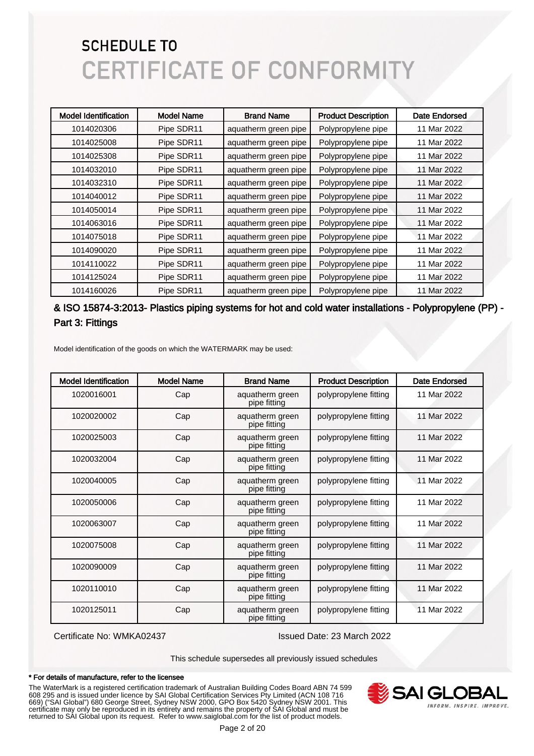# SCHEDULE TO
# CERTIFICATE OF CONFORMITY

| Model Identification | Model Name | Brand Name | Product Description | Date Endorsed |
|---|---|---|---|---|
| 1014020306 | Pipe SDR11 | aquatherm green pipe | Polypropylene pipe | 11 Mar 2022 |
| 1014025008 | Pipe SDR11 | aquatherm green pipe | Polypropylene pipe | 11 Mar 2022 |
| 1014025308 | Pipe SDR11 | aquatherm green pipe | Polypropylene pipe | 11 Mar 2022 |
| 1014032010 | Pipe SDR11 | aquatherm green pipe | Polypropylene pipe | 11 Mar 2022 |
| 1014032310 | Pipe SDR11 | aquatherm green pipe | Polypropylene pipe | 11 Mar 2022 |
| 1014040012 | Pipe SDR11 | aquatherm green pipe | Polypropylene pipe | 11 Mar 2022 |
| 1014050014 | Pipe SDR11 | aquatherm green pipe | Polypropylene pipe | 11 Mar 2022 |
| 1014063016 | Pipe SDR11 | aquatherm green pipe | Polypropylene pipe | 11 Mar 2022 |
| 1014075018 | Pipe SDR11 | aquatherm green pipe | Polypropylene pipe | 11 Mar 2022 |
| 1014090020 | Pipe SDR11 | aquatherm green pipe | Polypropylene pipe | 11 Mar 2022 |
| 1014110022 | Pipe SDR11 | aquatherm green pipe | Polypropylene pipe | 11 Mar 2022 |
| 1014125024 | Pipe SDR11 | aquatherm green pipe | Polypropylene pipe | 11 Mar 2022 |
| 1014160026 | Pipe SDR11 | aquatherm green pipe | Polypropylene pipe | 11 Mar 2022 |

## & ISO 15874-3:2013- Plastics piping systems for hot and cold water installations - Polypropylene (PP) - Part 3: Fittings

Model identification of the goods on which the WATERMARK may be used:

| Model Identification | Model Name | Brand Name | Product Description | Date Endorsed |
|---|---|---|---|---|
| 1020016001 | Cap | aquatherm green pipe fitting | polypropylene fitting | 11 Mar 2022 |
| 1020020002 | Cap | aquatherm green pipe fitting | polypropylene fitting | 11 Mar 2022 |
| 1020025003 | Cap | aquatherm green pipe fitting | polypropylene fitting | 11 Mar 2022 |
| 1020032004 | Cap | aquatherm green pipe fitting | polypropylene fitting | 11 Mar 2022 |
| 1020040005 | Cap | aquatherm green pipe fitting | polypropylene fitting | 11 Mar 2022 |
| 1020050006 | Cap | aquatherm green pipe fitting | polypropylene fitting | 11 Mar 2022 |
| 1020063007 | Cap | aquatherm green pipe fitting | polypropylene fitting | 11 Mar 2022 |
| 1020075008 | Cap | aquatherm green pipe fitting | polypropylene fitting | 11 Mar 2022 |
| 1020090009 | Cap | aquatherm green pipe fitting | polypropylene fitting | 11 Mar 2022 |
| 1020110010 | Cap | aquatherm green pipe fitting | polypropylene fitting | 11 Mar 2022 |
| 1020125011 | Cap | aquatherm green pipe fitting | polypropylene fitting | 11 Mar 2022 |

Certificate No: WMKA02437 Issued Date: 23 March 2022

This schedule supersedes all previously issued schedules

**\* For details of manufacture, refer to the licensee**

The WaterMark is a registered certification trademark of Australian Building Codes Board ABN 74 599 608 295 and is issued under licence by SAI Global Certification Services Pty Limited (ACN 108 716 669) ("SAI Global") 680 George Street, Sydney NSW 2000, GPO Box 5420 Sydney NSW 2001. This certificate may only be reproduced in its entirety and remains the property of SAI Global and must be returned to SAI Global upon its request. Refer to www.saiglobal.com for the list of product models.

SAI GLOBAL — INFORM. INSPIRE. IMPROVE.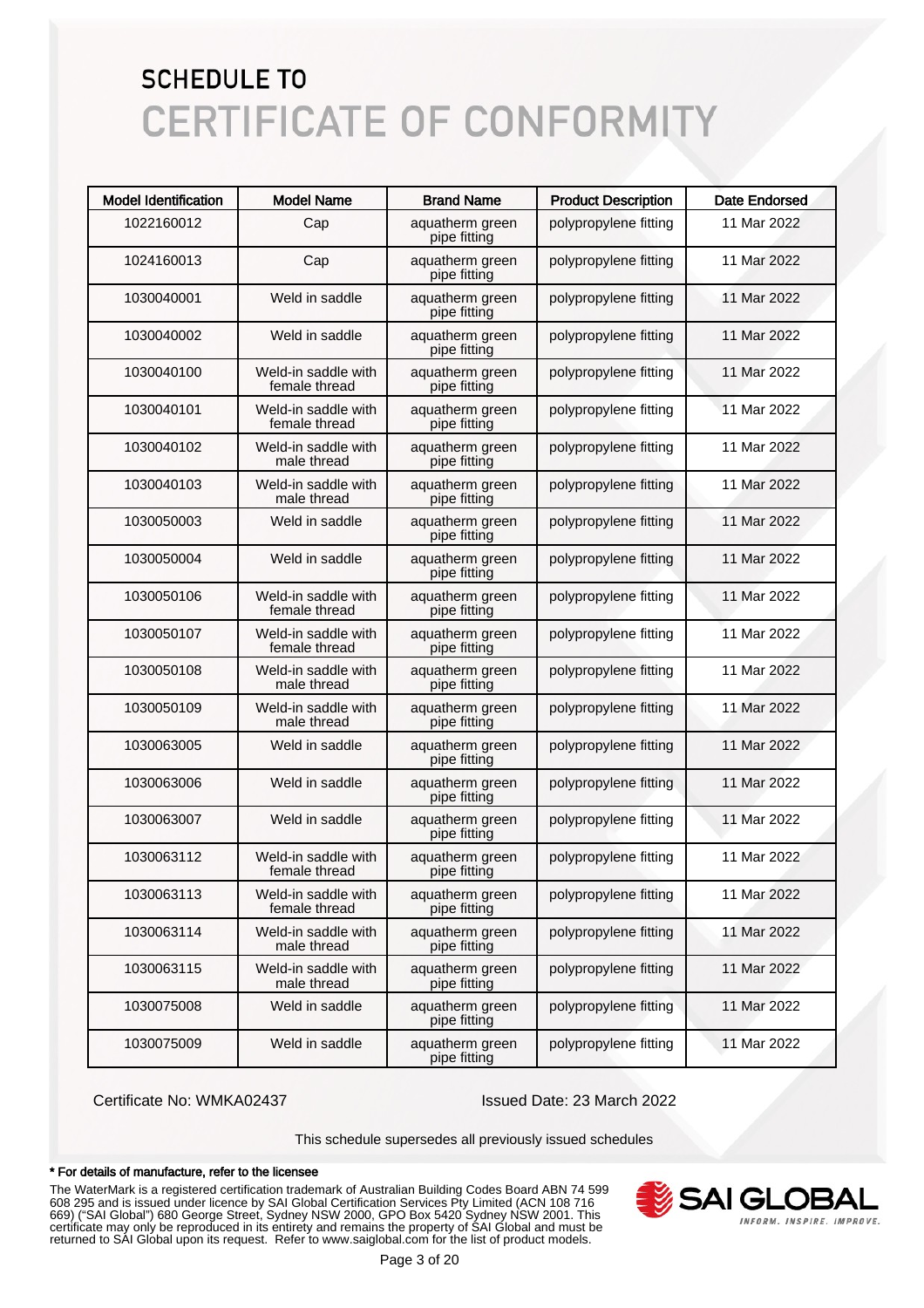# SCHEDULE TO
# CERTIFICATE OF CONFORMITY

| Model Identification | Model Name | Brand Name | Product Description | Date Endorsed |
|---|---|---|---|---|
| 1022160012 | Cap | aquatherm green pipe fitting | polypropylene fitting | 11 Mar 2022 |
| 1024160013 | Cap | aquatherm green pipe fitting | polypropylene fitting | 11 Mar 2022 |
| 1030040001 | Weld in saddle | aquatherm green pipe fitting | polypropylene fitting | 11 Mar 2022 |
| 1030040002 | Weld in saddle | aquatherm green pipe fitting | polypropylene fitting | 11 Mar 2022 |
| 1030040100 | Weld-in saddle with female thread | aquatherm green pipe fitting | polypropylene fitting | 11 Mar 2022 |
| 1030040101 | Weld-in saddle with female thread | aquatherm green pipe fitting | polypropylene fitting | 11 Mar 2022 |
| 1030040102 | Weld-in saddle with male thread | aquatherm green pipe fitting | polypropylene fitting | 11 Mar 2022 |
| 1030040103 | Weld-in saddle with male thread | aquatherm green pipe fitting | polypropylene fitting | 11 Mar 2022 |
| 1030050003 | Weld in saddle | aquatherm green pipe fitting | polypropylene fitting | 11 Mar 2022 |
| 1030050004 | Weld in saddle | aquatherm green pipe fitting | polypropylene fitting | 11 Mar 2022 |
| 1030050106 | Weld-in saddle with female thread | aquatherm green pipe fitting | polypropylene fitting | 11 Mar 2022 |
| 1030050107 | Weld-in saddle with female thread | aquatherm green pipe fitting | polypropylene fitting | 11 Mar 2022 |
| 1030050108 | Weld-in saddle with male thread | aquatherm green pipe fitting | polypropylene fitting | 11 Mar 2022 |
| 1030050109 | Weld-in saddle with male thread | aquatherm green pipe fitting | polypropylene fitting | 11 Mar 2022 |
| 1030063005 | Weld in saddle | aquatherm green pipe fitting | polypropylene fitting | 11 Mar 2022 |
| 1030063006 | Weld in saddle | aquatherm green pipe fitting | polypropylene fitting | 11 Mar 2022 |
| 1030063007 | Weld in saddle | aquatherm green pipe fitting | polypropylene fitting | 11 Mar 2022 |
| 1030063112 | Weld-in saddle with female thread | aquatherm green pipe fitting | polypropylene fitting | 11 Mar 2022 |
| 1030063113 | Weld-in saddle with female thread | aquatherm green pipe fitting | polypropylene fitting | 11 Mar 2022 |
| 1030063114 | Weld-in saddle with male thread | aquatherm green pipe fitting | polypropylene fitting | 11 Mar 2022 |
| 1030063115 | Weld-in saddle with male thread | aquatherm green pipe fitting | polypropylene fitting | 11 Mar 2022 |
| 1030075008 | Weld in saddle | aquatherm green pipe fitting | polypropylene fitting | 11 Mar 2022 |
| 1030075009 | Weld in saddle | aquatherm green pipe fitting | polypropylene fitting | 11 Mar 2022 |

Certificate No: WMKA02437

Issued Date: 23 March 2022

This schedule supersedes all previously issued schedules

**\* For details of manufacture, refer to the licensee**

The WaterMark is a registered certification trademark of Australian Building Codes Board ABN 74 599 608 295 and is issued under licence by SAI Global Certification Services Pty Limited (ACN 108 716 669) ("SAI Global") 680 George Street, Sydney NSW 2000, GPO Box 5420 Sydney NSW 2001. This certificate may only be reproduced in its entirety and remains the property of SAI Global and must be returned to SAI Global upon its request. Refer to www.saiglobal.com for the list of product models.

SAI GLOBAL

INFORM. INSPIRE. IMPROVE.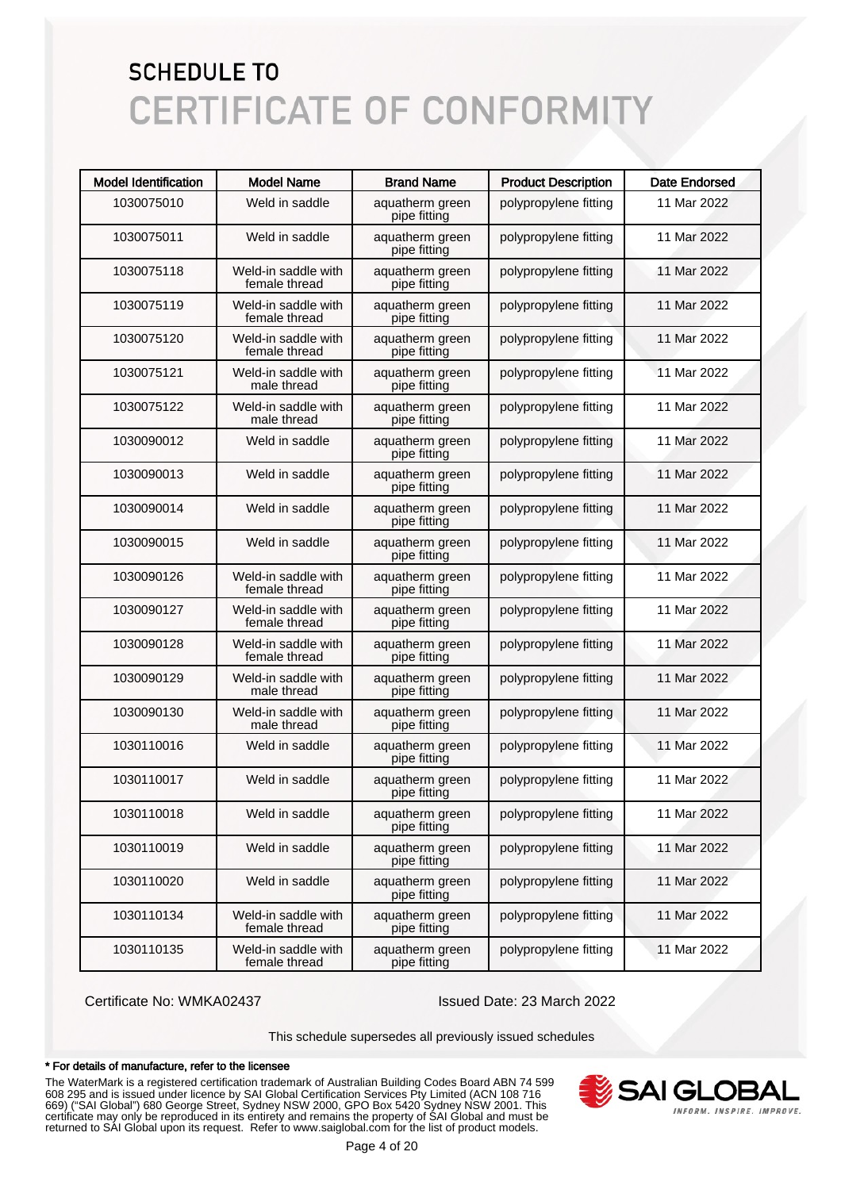# SCHEDULE TO
# CERTIFICATE OF CONFORMITY

| Model Identification | Model Name | Brand Name | Product Description | Date Endorsed |
|---|---|---|---|---|
| 1030075010 | Weld in saddle | aquatherm green pipe fitting | polypropylene fitting | 11 Mar 2022 |
| 1030075011 | Weld in saddle | aquatherm green pipe fitting | polypropylene fitting | 11 Mar 2022 |
| 1030075118 | Weld-in saddle with female thread | aquatherm green pipe fitting | polypropylene fitting | 11 Mar 2022 |
| 1030075119 | Weld-in saddle with female thread | aquatherm green pipe fitting | polypropylene fitting | 11 Mar 2022 |
| 1030075120 | Weld-in saddle with female thread | aquatherm green pipe fitting | polypropylene fitting | 11 Mar 2022 |
| 1030075121 | Weld-in saddle with male thread | aquatherm green pipe fitting | polypropylene fitting | 11 Mar 2022 |
| 1030075122 | Weld-in saddle with male thread | aquatherm green pipe fitting | polypropylene fitting | 11 Mar 2022 |
| 1030090012 | Weld in saddle | aquatherm green pipe fitting | polypropylene fitting | 11 Mar 2022 |
| 1030090013 | Weld in saddle | aquatherm green pipe fitting | polypropylene fitting | 11 Mar 2022 |
| 1030090014 | Weld in saddle | aquatherm green pipe fitting | polypropylene fitting | 11 Mar 2022 |
| 1030090015 | Weld in saddle | aquatherm green pipe fitting | polypropylene fitting | 11 Mar 2022 |
| 1030090126 | Weld-in saddle with female thread | aquatherm green pipe fitting | polypropylene fitting | 11 Mar 2022 |
| 1030090127 | Weld-in saddle with female thread | aquatherm green pipe fitting | polypropylene fitting | 11 Mar 2022 |
| 1030090128 | Weld-in saddle with female thread | aquatherm green pipe fitting | polypropylene fitting | 11 Mar 2022 |
| 1030090129 | Weld-in saddle with male thread | aquatherm green pipe fitting | polypropylene fitting | 11 Mar 2022 |
| 1030090130 | Weld-in saddle with male thread | aquatherm green pipe fitting | polypropylene fitting | 11 Mar 2022 |
| 1030110016 | Weld in saddle | aquatherm green pipe fitting | polypropylene fitting | 11 Mar 2022 |
| 1030110017 | Weld in saddle | aquatherm green pipe fitting | polypropylene fitting | 11 Mar 2022 |
| 1030110018 | Weld in saddle | aquatherm green pipe fitting | polypropylene fitting | 11 Mar 2022 |
| 1030110019 | Weld in saddle | aquatherm green pipe fitting | polypropylene fitting | 11 Mar 2022 |
| 1030110020 | Weld in saddle | aquatherm green pipe fitting | polypropylene fitting | 11 Mar 2022 |
| 1030110134 | Weld-in saddle with female thread | aquatherm green pipe fitting | polypropylene fitting | 11 Mar 2022 |
| 1030110135 | Weld-in saddle with female thread | aquatherm green pipe fitting | polypropylene fitting | 11 Mar 2022 |

Certificate No: WMKA02437

Issued Date: 23 March 2022

This schedule supersedes all previously issued schedules

**\* For details of manufacture, refer to the licensee**

The WaterMark is a registered certification trademark of Australian Building Codes Board ABN 74 599 608 295 and is issued under licence by SAI Global Certification Services Pty Limited (ACN 108 716 669) ("SAI Global") 680 George Street, Sydney NSW 2000, GPO Box 5420 Sydney NSW 2001. This certificate may only be reproduced in its entirety and remains the property of SAI Global and must be returned to SAI Global upon its request. Refer to www.saiglobal.com for the list of product models.

SAI GLOBAL
INFORM. INSPIRE. IMPROVE.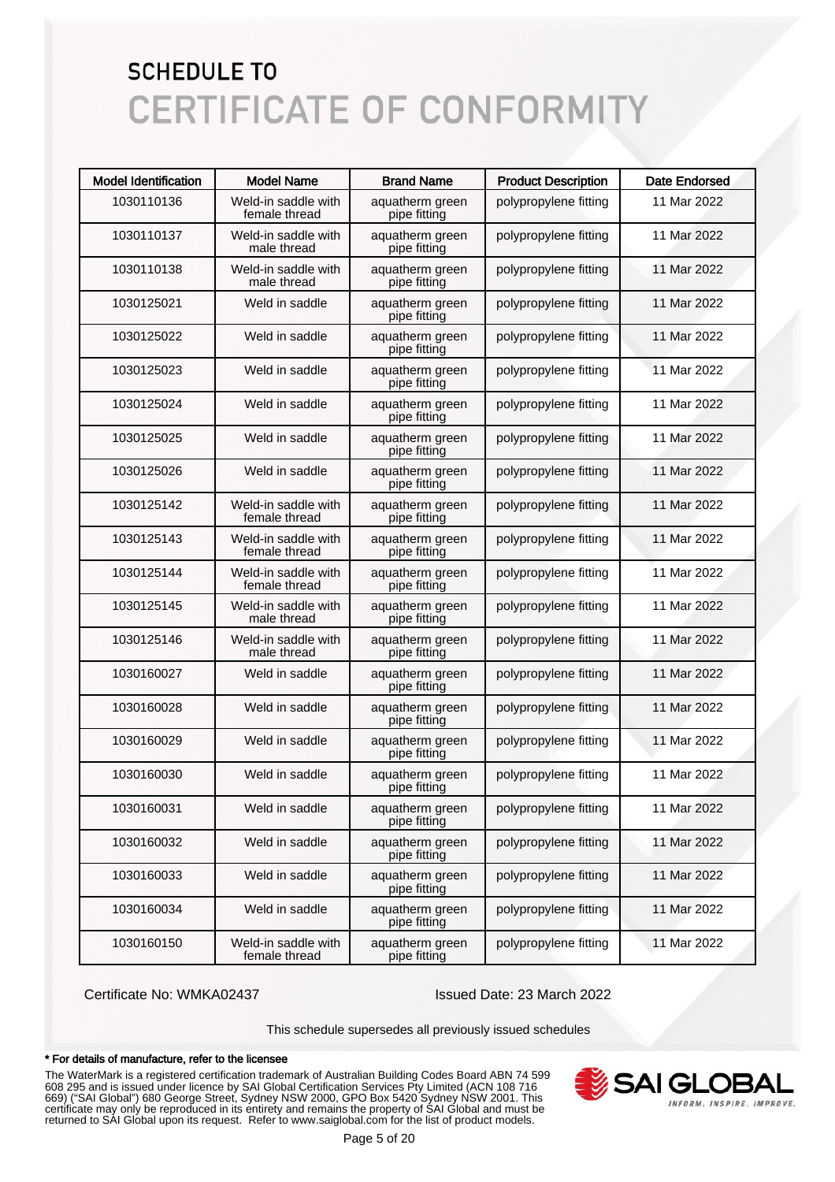# SCHEDULE TO
# CERTIFICATE OF CONFORMITY

| Model Identification | Model Name | Brand Name | Product Description | Date Endorsed |
|---|---|---|---|---|
| 1030110136 | Weld-in saddle with female thread | aquatherm green pipe fitting | polypropylene fitting | 11 Mar 2022 |
| 1030110137 | Weld-in saddle with male thread | aquatherm green pipe fitting | polypropylene fitting | 11 Mar 2022 |
| 1030110138 | Weld-in saddle with male thread | aquatherm green pipe fitting | polypropylene fitting | 11 Mar 2022 |
| 1030125021 | Weld in saddle | aquatherm green pipe fitting | polypropylene fitting | 11 Mar 2022 |
| 1030125022 | Weld in saddle | aquatherm green pipe fitting | polypropylene fitting | 11 Mar 2022 |
| 1030125023 | Weld in saddle | aquatherm green pipe fitting | polypropylene fitting | 11 Mar 2022 |
| 1030125024 | Weld in saddle | aquatherm green pipe fitting | polypropylene fitting | 11 Mar 2022 |
| 1030125025 | Weld in saddle | aquatherm green pipe fitting | polypropylene fitting | 11 Mar 2022 |
| 1030125026 | Weld in saddle | aquatherm green pipe fitting | polypropylene fitting | 11 Mar 2022 |
| 1030125142 | Weld-in saddle with female thread | aquatherm green pipe fitting | polypropylene fitting | 11 Mar 2022 |
| 1030125143 | Weld-in saddle with female thread | aquatherm green pipe fitting | polypropylene fitting | 11 Mar 2022 |
| 1030125144 | Weld-in saddle with female thread | aquatherm green pipe fitting | polypropylene fitting | 11 Mar 2022 |
| 1030125145 | Weld-in saddle with male thread | aquatherm green pipe fitting | polypropylene fitting | 11 Mar 2022 |
| 1030125146 | Weld-in saddle with male thread | aquatherm green pipe fitting | polypropylene fitting | 11 Mar 2022 |
| 1030160027 | Weld in saddle | aquatherm green pipe fitting | polypropylene fitting | 11 Mar 2022 |
| 1030160028 | Weld in saddle | aquatherm green pipe fitting | polypropylene fitting | 11 Mar 2022 |
| 1030160029 | Weld in saddle | aquatherm green pipe fitting | polypropylene fitting | 11 Mar 2022 |
| 1030160030 | Weld in saddle | aquatherm green pipe fitting | polypropylene fitting | 11 Mar 2022 |
| 1030160031 | Weld in saddle | aquatherm green pipe fitting | polypropylene fitting | 11 Mar 2022 |
| 1030160032 | Weld in saddle | aquatherm green pipe fitting | polypropylene fitting | 11 Mar 2022 |
| 1030160033 | Weld in saddle | aquatherm green pipe fitting | polypropylene fitting | 11 Mar 2022 |
| 1030160034 | Weld in saddle | aquatherm green pipe fitting | polypropylene fitting | 11 Mar 2022 |
| 1030160150 | Weld-in saddle with female thread | aquatherm green pipe fitting | polypropylene fitting | 11 Mar 2022 |

Certificate No: WMKA02437

Issued Date: 23 March 2022

This schedule supersedes all previously issued schedules

**\* For details of manufacture, refer to the licensee**

The WaterMark is a registered certification trademark of Australian Building Codes Board ABN 74 599 608 295 and is issued under licence by SAI Global Certification Services Pty Limited (ACN 108 716 669) ("SAI Global") 680 George Street, Sydney NSW 2000, GPO Box 5420 Sydney NSW 2001. This certificate may only be reproduced in its entirety and remains the property of SAI Global and must be returned to SAI Global upon its request. Refer to www.saiglobal.com for the list of product models.

SAI GLOBAL — INFORM. INSPIRE. IMPROVE.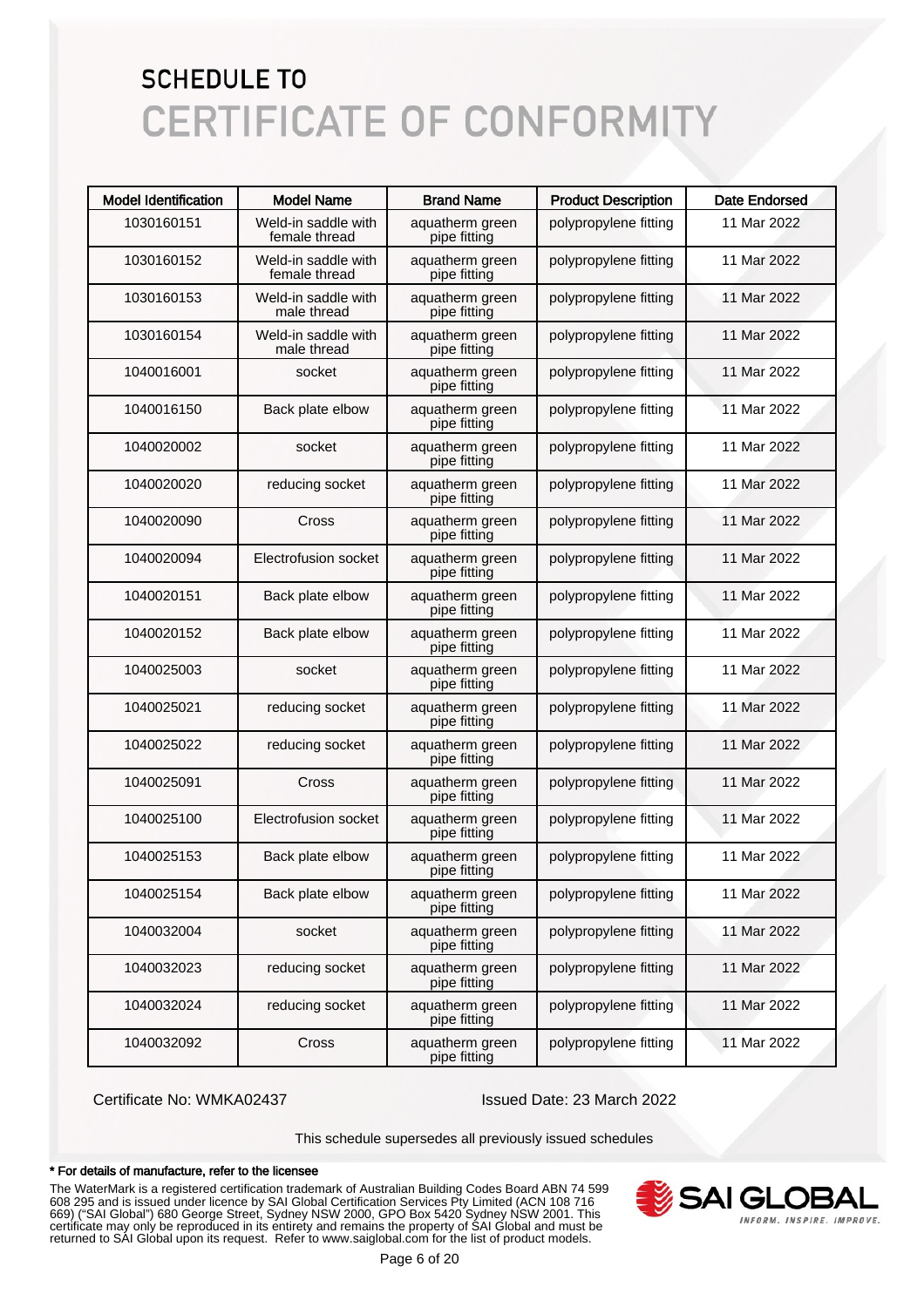# SCHEDULE TO
# CERTIFICATE OF CONFORMITY

| Model Identification | Model Name | Brand Name | Product Description | Date Endorsed |
|---|---|---|---|---|
| 1030160151 | Weld-in saddle with female thread | aquatherm green pipe fitting | polypropylene fitting | 11 Mar 2022 |
| 1030160152 | Weld-in saddle with female thread | aquatherm green pipe fitting | polypropylene fitting | 11 Mar 2022 |
| 1030160153 | Weld-in saddle with male thread | aquatherm green pipe fitting | polypropylene fitting | 11 Mar 2022 |
| 1030160154 | Weld-in saddle with male thread | aquatherm green pipe fitting | polypropylene fitting | 11 Mar 2022 |
| 1040016001 | socket | aquatherm green pipe fitting | polypropylene fitting | 11 Mar 2022 |
| 1040016150 | Back plate elbow | aquatherm green pipe fitting | polypropylene fitting | 11 Mar 2022 |
| 1040020002 | socket | aquatherm green pipe fitting | polypropylene fitting | 11 Mar 2022 |
| 1040020020 | reducing socket | aquatherm green pipe fitting | polypropylene fitting | 11 Mar 2022 |
| 1040020090 | Cross | aquatherm green pipe fitting | polypropylene fitting | 11 Mar 2022 |
| 1040020094 | Electrofusion socket | aquatherm green pipe fitting | polypropylene fitting | 11 Mar 2022 |
| 1040020151 | Back plate elbow | aquatherm green pipe fitting | polypropylene fitting | 11 Mar 2022 |
| 1040020152 | Back plate elbow | aquatherm green pipe fitting | polypropylene fitting | 11 Mar 2022 |
| 1040025003 | socket | aquatherm green pipe fitting | polypropylene fitting | 11 Mar 2022 |
| 1040025021 | reducing socket | aquatherm green pipe fitting | polypropylene fitting | 11 Mar 2022 |
| 1040025022 | reducing socket | aquatherm green pipe fitting | polypropylene fitting | 11 Mar 2022 |
| 1040025091 | Cross | aquatherm green pipe fitting | polypropylene fitting | 11 Mar 2022 |
| 1040025100 | Electrofusion socket | aquatherm green pipe fitting | polypropylene fitting | 11 Mar 2022 |
| 1040025153 | Back plate elbow | aquatherm green pipe fitting | polypropylene fitting | 11 Mar 2022 |
| 1040025154 | Back plate elbow | aquatherm green pipe fitting | polypropylene fitting | 11 Mar 2022 |
| 1040032004 | socket | aquatherm green pipe fitting | polypropylene fitting | 11 Mar 2022 |
| 1040032023 | reducing socket | aquatherm green pipe fitting | polypropylene fitting | 11 Mar 2022 |
| 1040032024 | reducing socket | aquatherm green pipe fitting | polypropylene fitting | 11 Mar 2022 |
| 1040032092 | Cross | aquatherm green pipe fitting | polypropylene fitting | 11 Mar 2022 |

Certificate No: WMKA02437

Issued Date: 23 March 2022

This schedule supersedes all previously issued schedules

**\* For details of manufacture, refer to the licensee**

The WaterMark is a registered certification trademark of Australian Building Codes Board ABN 74 599 608 295 and is issued under licence by SAI Global Certification Services Pty Limited (ACN 108 716 669) ("SAI Global") 680 George Street, Sydney NSW 2000, GPO Box 5420 Sydney NSW 2001. This certificate may only be reproduced in its entirety and remains the property of SAI Global and must be returned to SAI Global upon its request. Refer to www.saiglobal.com for the list of product models.

SAI GLOBAL
INFORM. INSPIRE. IMPROVE.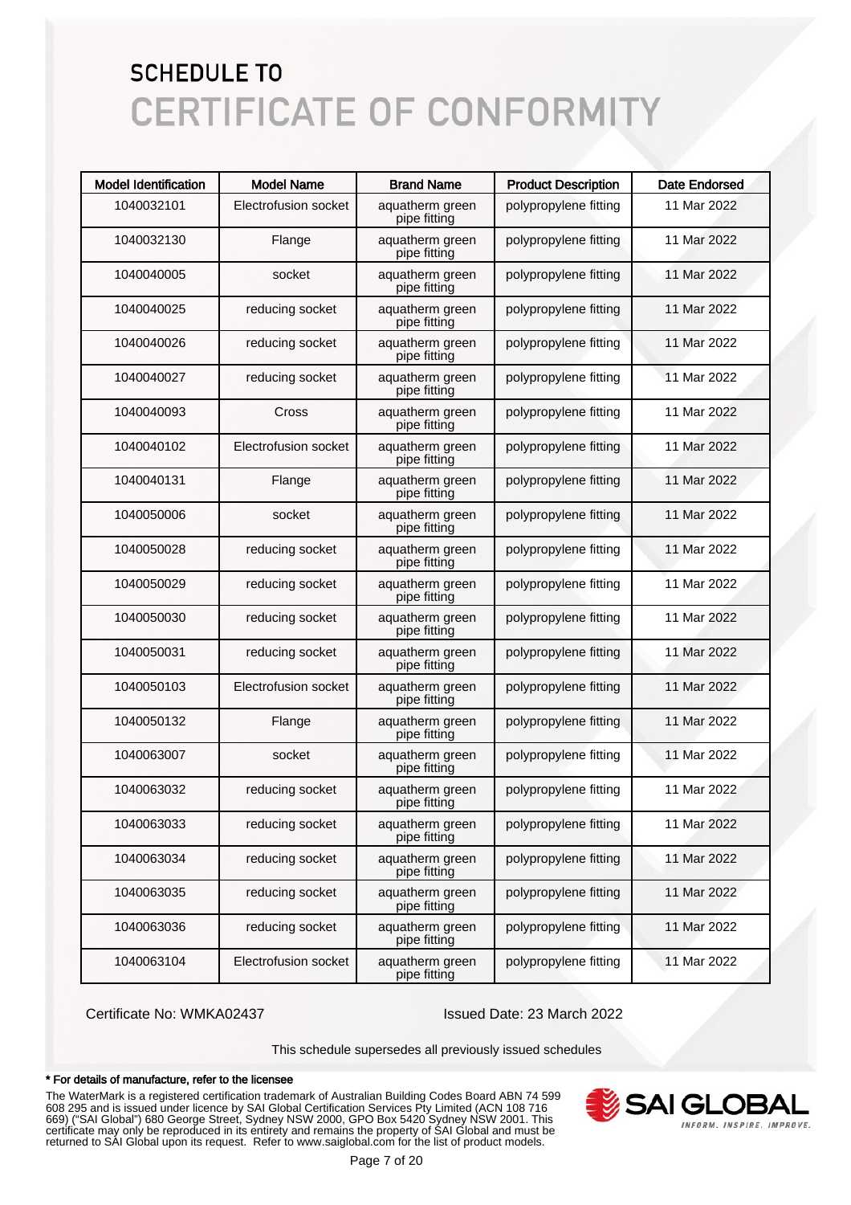# SCHEDULE TO
# CERTIFICATE OF CONFORMITY

| Model Identification | Model Name | Brand Name | Product Description | Date Endorsed |
|---|---|---|---|---|
| 1040032101 | Electrofusion socket | aquatherm green pipe fitting | polypropylene fitting | 11 Mar 2022 |
| 1040032130 | Flange | aquatherm green pipe fitting | polypropylene fitting | 11 Mar 2022 |
| 1040040005 | socket | aquatherm green pipe fitting | polypropylene fitting | 11 Mar 2022 |
| 1040040025 | reducing socket | aquatherm green pipe fitting | polypropylene fitting | 11 Mar 2022 |
| 1040040026 | reducing socket | aquatherm green pipe fitting | polypropylene fitting | 11 Mar 2022 |
| 1040040027 | reducing socket | aquatherm green pipe fitting | polypropylene fitting | 11 Mar 2022 |
| 1040040093 | Cross | aquatherm green pipe fitting | polypropylene fitting | 11 Mar 2022 |
| 1040040102 | Electrofusion socket | aquatherm green pipe fitting | polypropylene fitting | 11 Mar 2022 |
| 1040040131 | Flange | aquatherm green pipe fitting | polypropylene fitting | 11 Mar 2022 |
| 1040050006 | socket | aquatherm green pipe fitting | polypropylene fitting | 11 Mar 2022 |
| 1040050028 | reducing socket | aquatherm green pipe fitting | polypropylene fitting | 11 Mar 2022 |
| 1040050029 | reducing socket | aquatherm green pipe fitting | polypropylene fitting | 11 Mar 2022 |
| 1040050030 | reducing socket | aquatherm green pipe fitting | polypropylene fitting | 11 Mar 2022 |
| 1040050031 | reducing socket | aquatherm green pipe fitting | polypropylene fitting | 11 Mar 2022 |
| 1040050103 | Electrofusion socket | aquatherm green pipe fitting | polypropylene fitting | 11 Mar 2022 |
| 1040050132 | Flange | aquatherm green pipe fitting | polypropylene fitting | 11 Mar 2022 |
| 1040063007 | socket | aquatherm green pipe fitting | polypropylene fitting | 11 Mar 2022 |
| 1040063032 | reducing socket | aquatherm green pipe fitting | polypropylene fitting | 11 Mar 2022 |
| 1040063033 | reducing socket | aquatherm green pipe fitting | polypropylene fitting | 11 Mar 2022 |
| 1040063034 | reducing socket | aquatherm green pipe fitting | polypropylene fitting | 11 Mar 2022 |
| 1040063035 | reducing socket | aquatherm green pipe fitting | polypropylene fitting | 11 Mar 2022 |
| 1040063036 | reducing socket | aquatherm green pipe fitting | polypropylene fitting | 11 Mar 2022 |
| 1040063104 | Electrofusion socket | aquatherm green pipe fitting | polypropylene fitting | 11 Mar 2022 |

Certificate No: WMKA02437

Issued Date: 23 March 2022

This schedule supersedes all previously issued schedules

**\* For details of manufacture, refer to the licensee**

The WaterMark is a registered certification trademark of Australian Building Codes Board ABN 74 599 608 295 and is issued under licence by SAI Global Certification Services Pty Limited (ACN 108 716 669) ("SAI Global") 680 George Street, Sydney NSW 2000, GPO Box 5420 Sydney NSW 2001. This certificate may only be reproduced in its entirety and remains the property of SAI Global and must be returned to SAI Global upon its request. Refer to www.saiglobal.com for the list of product models.

SAI GLOBAL — INFORM. INSPIRE. IMPROVE.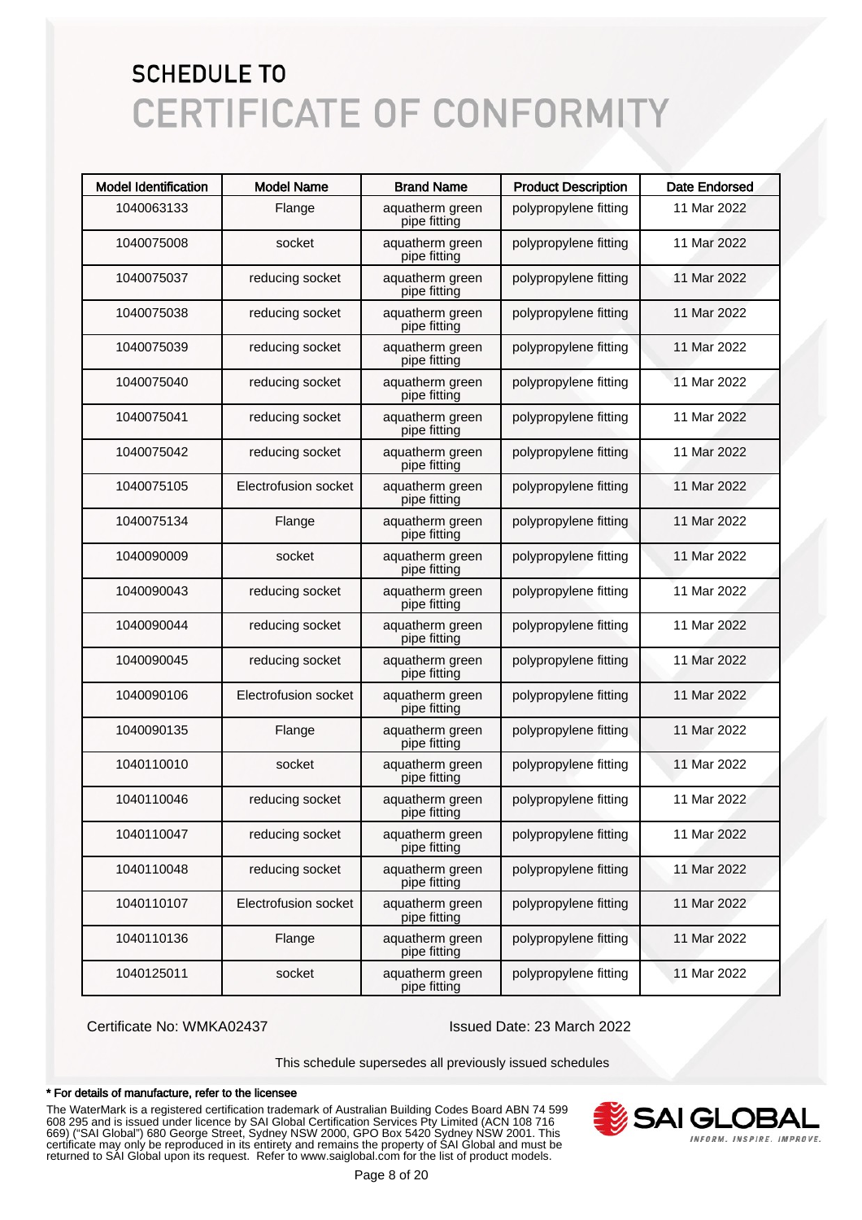# SCHEDULE TO
# CERTIFICATE OF CONFORMITY

| Model Identification | Model Name | Brand Name | Product Description | Date Endorsed |
|---|---|---|---|---|
| 1040063133 | Flange | aquatherm green pipe fitting | polypropylene fitting | 11 Mar 2022 |
| 1040075008 | socket | aquatherm green pipe fitting | polypropylene fitting | 11 Mar 2022 |
| 1040075037 | reducing socket | aquatherm green pipe fitting | polypropylene fitting | 11 Mar 2022 |
| 1040075038 | reducing socket | aquatherm green pipe fitting | polypropylene fitting | 11 Mar 2022 |
| 1040075039 | reducing socket | aquatherm green pipe fitting | polypropylene fitting | 11 Mar 2022 |
| 1040075040 | reducing socket | aquatherm green pipe fitting | polypropylene fitting | 11 Mar 2022 |
| 1040075041 | reducing socket | aquatherm green pipe fitting | polypropylene fitting | 11 Mar 2022 |
| 1040075042 | reducing socket | aquatherm green pipe fitting | polypropylene fitting | 11 Mar 2022 |
| 1040075105 | Electrofusion socket | aquatherm green pipe fitting | polypropylene fitting | 11 Mar 2022 |
| 1040075134 | Flange | aquatherm green pipe fitting | polypropylene fitting | 11 Mar 2022 |
| 1040090009 | socket | aquatherm green pipe fitting | polypropylene fitting | 11 Mar 2022 |
| 1040090043 | reducing socket | aquatherm green pipe fitting | polypropylene fitting | 11 Mar 2022 |
| 1040090044 | reducing socket | aquatherm green pipe fitting | polypropylene fitting | 11 Mar 2022 |
| 1040090045 | reducing socket | aquatherm green pipe fitting | polypropylene fitting | 11 Mar 2022 |
| 1040090106 | Electrofusion socket | aquatherm green pipe fitting | polypropylene fitting | 11 Mar 2022 |
| 1040090135 | Flange | aquatherm green pipe fitting | polypropylene fitting | 11 Mar 2022 |
| 1040110010 | socket | aquatherm green pipe fitting | polypropylene fitting | 11 Mar 2022 |
| 1040110046 | reducing socket | aquatherm green pipe fitting | polypropylene fitting | 11 Mar 2022 |
| 1040110047 | reducing socket | aquatherm green pipe fitting | polypropylene fitting | 11 Mar 2022 |
| 1040110048 | reducing socket | aquatherm green pipe fitting | polypropylene fitting | 11 Mar 2022 |
| 1040110107 | Electrofusion socket | aquatherm green pipe fitting | polypropylene fitting | 11 Mar 2022 |
| 1040110136 | Flange | aquatherm green pipe fitting | polypropylene fitting | 11 Mar 2022 |
| 1040125011 | socket | aquatherm green pipe fitting | polypropylene fitting | 11 Mar 2022 |

Certificate No: WMKA02437 Issued Date: 23 March 2022

This schedule supersedes all previously issued schedules

**\* For details of manufacture, refer to the licensee**

The WaterMark is a registered certification trademark of Australian Building Codes Board ABN 74 599 608 295 and is issued under licence by SAI Global Certification Services Pty Limited (ACN 108 716 669) ("SAI Global") 680 George Street, Sydney NSW 2000, GPO Box 5420 Sydney NSW 2001. This certificate may only be reproduced in its entirety and remains the property of SAI Global and must be returned to SAI Global upon its request. Refer to www.saiglobal.com for the list of product models.

SAI GLOBAL
INFORM. INSPIRE. IMPROVE.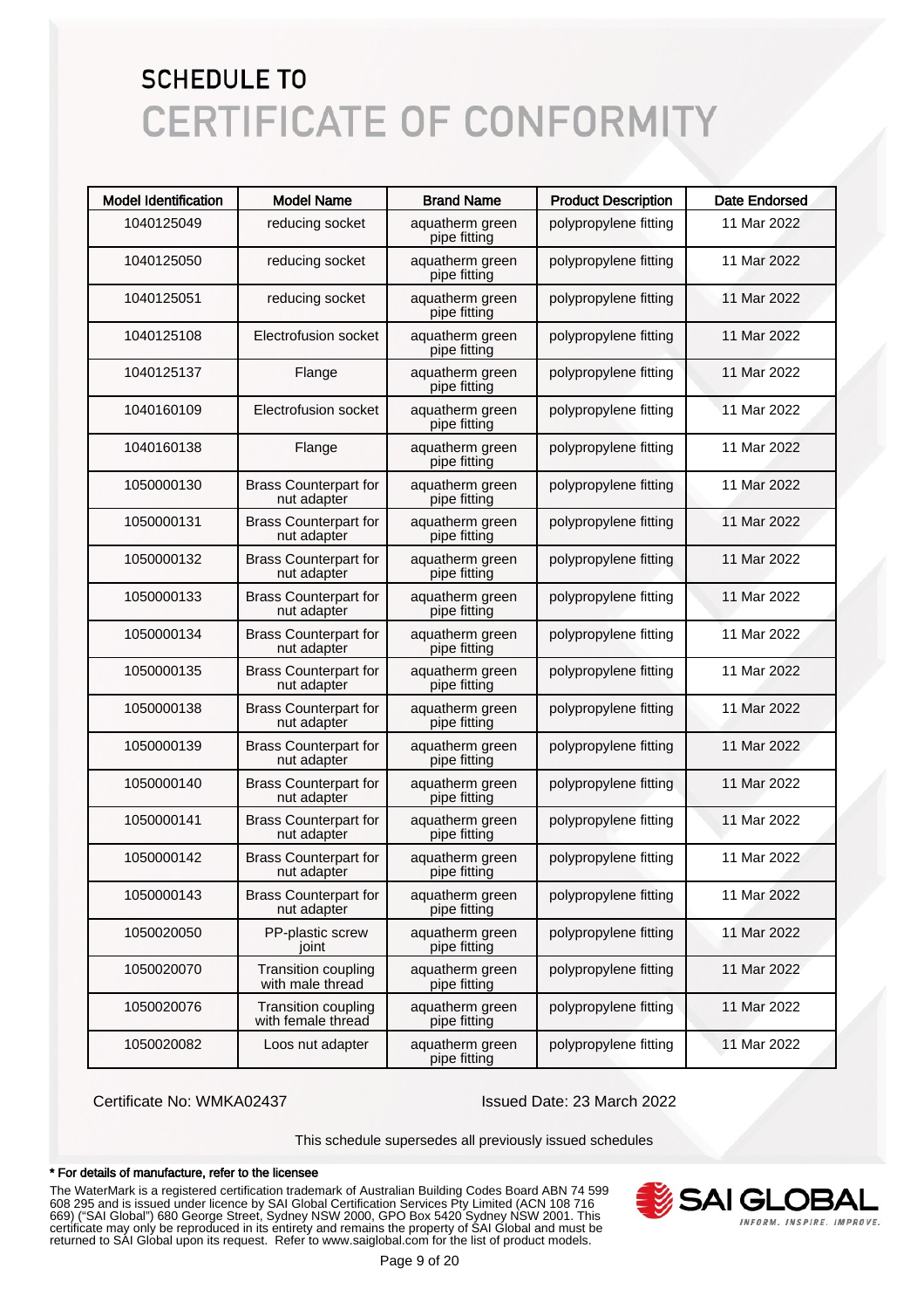# SCHEDULE TO
# CERTIFICATE OF CONFORMITY

| Model Identification | Model Name | Brand Name | Product Description | Date Endorsed |
|---|---|---|---|---|
| 1040125049 | reducing socket | aquatherm green pipe fitting | polypropylene fitting | 11 Mar 2022 |
| 1040125050 | reducing socket | aquatherm green pipe fitting | polypropylene fitting | 11 Mar 2022 |
| 1040125051 | reducing socket | aquatherm green pipe fitting | polypropylene fitting | 11 Mar 2022 |
| 1040125108 | Electrofusion socket | aquatherm green pipe fitting | polypropylene fitting | 11 Mar 2022 |
| 1040125137 | Flange | aquatherm green pipe fitting | polypropylene fitting | 11 Mar 2022 |
| 1040160109 | Electrofusion socket | aquatherm green pipe fitting | polypropylene fitting | 11 Mar 2022 |
| 1040160138 | Flange | aquatherm green pipe fitting | polypropylene fitting | 11 Mar 2022 |
| 1050000130 | Brass Counterpart for nut adapter | aquatherm green pipe fitting | polypropylene fitting | 11 Mar 2022 |
| 1050000131 | Brass Counterpart for nut adapter | aquatherm green pipe fitting | polypropylene fitting | 11 Mar 2022 |
| 1050000132 | Brass Counterpart for nut adapter | aquatherm green pipe fitting | polypropylene fitting | 11 Mar 2022 |
| 1050000133 | Brass Counterpart for nut adapter | aquatherm green pipe fitting | polypropylene fitting | 11 Mar 2022 |
| 1050000134 | Brass Counterpart for nut adapter | aquatherm green pipe fitting | polypropylene fitting | 11 Mar 2022 |
| 1050000135 | Brass Counterpart for nut adapter | aquatherm green pipe fitting | polypropylene fitting | 11 Mar 2022 |
| 1050000138 | Brass Counterpart for nut adapter | aquatherm green pipe fitting | polypropylene fitting | 11 Mar 2022 |
| 1050000139 | Brass Counterpart for nut adapter | aquatherm green pipe fitting | polypropylene fitting | 11 Mar 2022 |
| 1050000140 | Brass Counterpart for nut adapter | aquatherm green pipe fitting | polypropylene fitting | 11 Mar 2022 |
| 1050000141 | Brass Counterpart for nut adapter | aquatherm green pipe fitting | polypropylene fitting | 11 Mar 2022 |
| 1050000142 | Brass Counterpart for nut adapter | aquatherm green pipe fitting | polypropylene fitting | 11 Mar 2022 |
| 1050000143 | Brass Counterpart for nut adapter | aquatherm green pipe fitting | polypropylene fitting | 11 Mar 2022 |
| 1050020050 | PP-plastic screw joint | aquatherm green pipe fitting | polypropylene fitting | 11 Mar 2022 |
| 1050020070 | Transition coupling with male thread | aquatherm green pipe fitting | polypropylene fitting | 11 Mar 2022 |
| 1050020076 | Transition coupling with female thread | aquatherm green pipe fitting | polypropylene fitting | 11 Mar 2022 |
| 1050020082 | Loos nut adapter | aquatherm green pipe fitting | polypropylene fitting | 11 Mar 2022 |

Certificate No: WMKA02437

Issued Date: 23 March 2022

This schedule supersedes all previously issued schedules

**\* For details of manufacture, refer to the licensee**

The WaterMark is a registered certification trademark of Australian Building Codes Board ABN 74 599 608 295 and is issued under licence by SAI Global Certification Services Pty Limited (ACN 108 716 669) ("SAI Global") 680 George Street, Sydney NSW 2000, GPO Box 5420 Sydney NSW 2001. This certificate may only be reproduced in its entirety and remains the property of SAI Global and must be returned to SAI Global upon its request. Refer to www.saiglobal.com for the list of product models.

SAI GLOBAL
INFORM. INSPIRE. IMPROVE.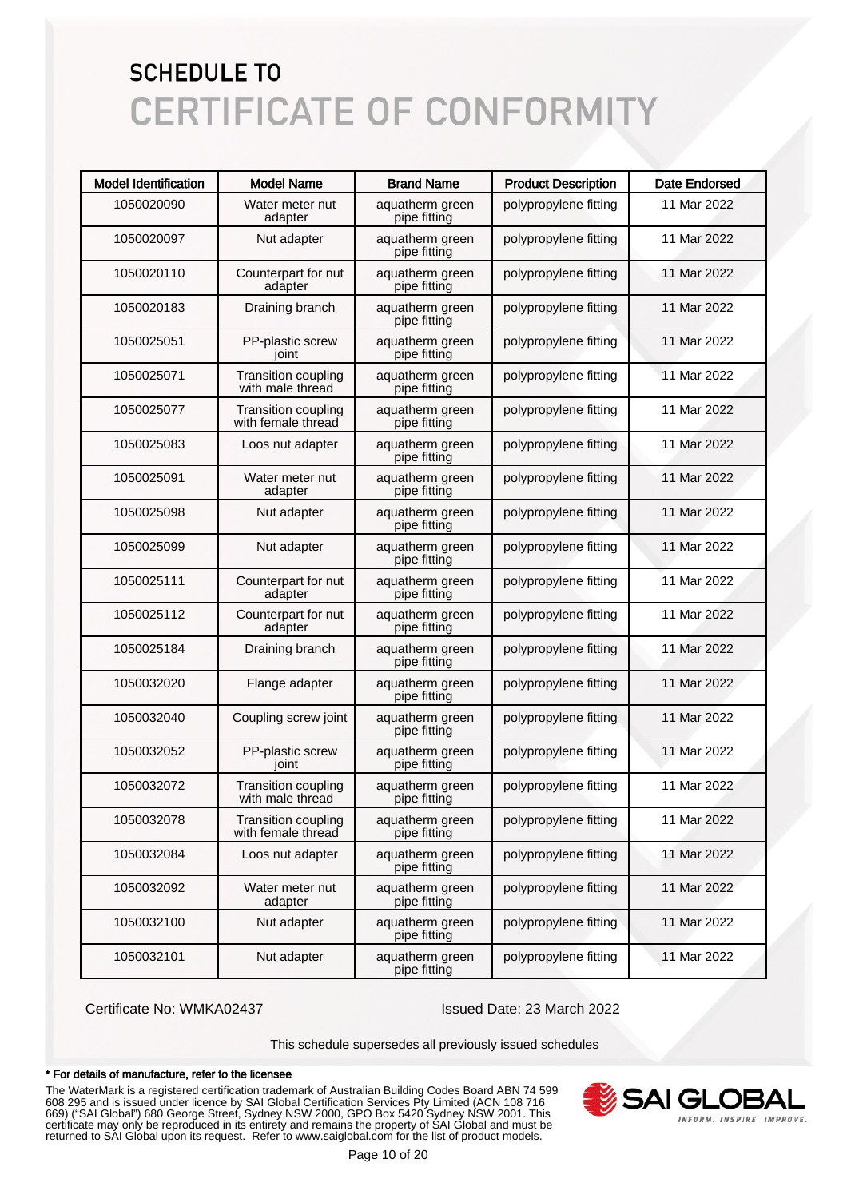# SCHEDULE TO
# CERTIFICATE OF CONFORMITY

| Model Identification | Model Name | Brand Name | Product Description | Date Endorsed |
|---|---|---|---|---|
| 1050020090 | Water meter nut adapter | aquatherm green pipe fitting | polypropylene fitting | 11 Mar 2022 |
| 1050020097 | Nut adapter | aquatherm green pipe fitting | polypropylene fitting | 11 Mar 2022 |
| 1050020110 | Counterpart for nut adapter | aquatherm green pipe fitting | polypropylene fitting | 11 Mar 2022 |
| 1050020183 | Draining branch | aquatherm green pipe fitting | polypropylene fitting | 11 Mar 2022 |
| 1050025051 | PP-plastic screw joint | aquatherm green pipe fitting | polypropylene fitting | 11 Mar 2022 |
| 1050025071 | Transition coupling with male thread | aquatherm green pipe fitting | polypropylene fitting | 11 Mar 2022 |
| 1050025077 | Transition coupling with female thread | aquatherm green pipe fitting | polypropylene fitting | 11 Mar 2022 |
| 1050025083 | Loos nut adapter | aquatherm green pipe fitting | polypropylene fitting | 11 Mar 2022 |
| 1050025091 | Water meter nut adapter | aquatherm green pipe fitting | polypropylene fitting | 11 Mar 2022 |
| 1050025098 | Nut adapter | aquatherm green pipe fitting | polypropylene fitting | 11 Mar 2022 |
| 1050025099 | Nut adapter | aquatherm green pipe fitting | polypropylene fitting | 11 Mar 2022 |
| 1050025111 | Counterpart for nut adapter | aquatherm green pipe fitting | polypropylene fitting | 11 Mar 2022 |
| 1050025112 | Counterpart for nut adapter | aquatherm green pipe fitting | polypropylene fitting | 11 Mar 2022 |
| 1050025184 | Draining branch | aquatherm green pipe fitting | polypropylene fitting | 11 Mar 2022 |
| 1050032020 | Flange adapter | aquatherm green pipe fitting | polypropylene fitting | 11 Mar 2022 |
| 1050032040 | Coupling screw joint | aquatherm green pipe fitting | polypropylene fitting | 11 Mar 2022 |
| 1050032052 | PP-plastic screw joint | aquatherm green pipe fitting | polypropylene fitting | 11 Mar 2022 |
| 1050032072 | Transition coupling with male thread | aquatherm green pipe fitting | polypropylene fitting | 11 Mar 2022 |
| 1050032078 | Transition coupling with female thread | aquatherm green pipe fitting | polypropylene fitting | 11 Mar 2022 |
| 1050032084 | Loos nut adapter | aquatherm green pipe fitting | polypropylene fitting | 11 Mar 2022 |
| 1050032092 | Water meter nut adapter | aquatherm green pipe fitting | polypropylene fitting | 11 Mar 2022 |
| 1050032100 | Nut adapter | aquatherm green pipe fitting | polypropylene fitting | 11 Mar 2022 |
| 1050032101 | Nut adapter | aquatherm green pipe fitting | polypropylene fitting | 11 Mar 2022 |

Certificate No: WMKA02437

Issued Date: 23 March 2022

This schedule supersedes all previously issued schedules

**\* For details of manufacture, refer to the licensee**

The WaterMark is a registered certification trademark of Australian Building Codes Board ABN 74 599 608 295 and is issued under licence by SAI Global Certification Services Pty Limited (ACN 108 716 669) ("SAI Global") 680 George Street, Sydney NSW 2000, GPO Box 5420 Sydney NSW 2001. This certificate may only be reproduced in its entirety and remains the property of SAI Global and must be returned to SAI Global upon its request. Refer to www.saiglobal.com for the list of product models.

SAI GLOBAL
INFORM. INSPIRE. IMPROVE.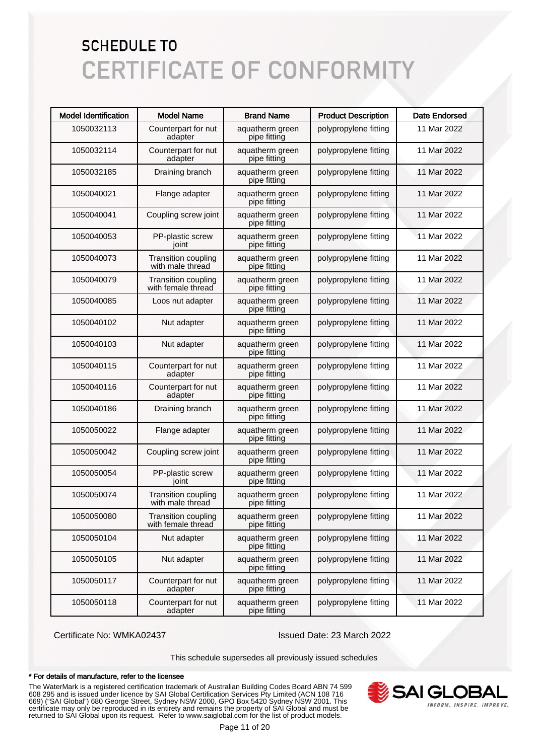# SCHEDULE TO
# CERTIFICATE OF CONFORMITY

| Model Identification | Model Name | Brand Name | Product Description | Date Endorsed |
|---|---|---|---|---|
| 1050032113 | Counterpart for nut adapter | aquatherm green pipe fitting | polypropylene fitting | 11 Mar 2022 |
| 1050032114 | Counterpart for nut adapter | aquatherm green pipe fitting | polypropylene fitting | 11 Mar 2022 |
| 1050032185 | Draining branch | aquatherm green pipe fitting | polypropylene fitting | 11 Mar 2022 |
| 1050040021 | Flange adapter | aquatherm green pipe fitting | polypropylene fitting | 11 Mar 2022 |
| 1050040041 | Coupling screw joint | aquatherm green pipe fitting | polypropylene fitting | 11 Mar 2022 |
| 1050040053 | PP-plastic screw joint | aquatherm green pipe fitting | polypropylene fitting | 11 Mar 2022 |
| 1050040073 | Transition coupling with male thread | aquatherm green pipe fitting | polypropylene fitting | 11 Mar 2022 |
| 1050040079 | Transition coupling with female thread | aquatherm green pipe fitting | polypropylene fitting | 11 Mar 2022 |
| 1050040085 | Loos nut adapter | aquatherm green pipe fitting | polypropylene fitting | 11 Mar 2022 |
| 1050040102 | Nut adapter | aquatherm green pipe fitting | polypropylene fitting | 11 Mar 2022 |
| 1050040103 | Nut adapter | aquatherm green pipe fitting | polypropylene fitting | 11 Mar 2022 |
| 1050040115 | Counterpart for nut adapter | aquatherm green pipe fitting | polypropylene fitting | 11 Mar 2022 |
| 1050040116 | Counterpart for nut adapter | aquatherm green pipe fitting | polypropylene fitting | 11 Mar 2022 |
| 1050040186 | Draining branch | aquatherm green pipe fitting | polypropylene fitting | 11 Mar 2022 |
| 1050050022 | Flange adapter | aquatherm green pipe fitting | polypropylene fitting | 11 Mar 2022 |
| 1050050042 | Coupling screw joint | aquatherm green pipe fitting | polypropylene fitting | 11 Mar 2022 |
| 1050050054 | PP-plastic screw joint | aquatherm green pipe fitting | polypropylene fitting | 11 Mar 2022 |
| 1050050074 | Transition coupling with male thread | aquatherm green pipe fitting | polypropylene fitting | 11 Mar 2022 |
| 1050050080 | Transition coupling with female thread | aquatherm green pipe fitting | polypropylene fitting | 11 Mar 2022 |
| 1050050104 | Nut adapter | aquatherm green pipe fitting | polypropylene fitting | 11 Mar 2022 |
| 1050050105 | Nut adapter | aquatherm green pipe fitting | polypropylene fitting | 11 Mar 2022 |
| 1050050117 | Counterpart for nut adapter | aquatherm green pipe fitting | polypropylene fitting | 11 Mar 2022 |
| 1050050118 | Counterpart for nut adapter | aquatherm green pipe fitting | polypropylene fitting | 11 Mar 2022 |

Certificate No: WMKA02437

Issued Date: 23 March 2022

This schedule supersedes all previously issued schedules

**\* For details of manufacture, refer to the licensee**

The WaterMark is a registered certification trademark of Australian Building Codes Board ABN 74 599 608 295 and is issued under licence by SAI Global Certification Services Pty Limited (ACN 108 716 669) ("SAI Global") 680 George Street, Sydney NSW 2000, GPO Box 5420 Sydney NSW 2001. This certificate may only be reproduced in its entirety and remains the property of SAI Global and must be returned to SAI Global upon its request. Refer to www.saiglobal.com for the list of product models.

SAI GLOBAL
INFORM. INSPIRE. IMPROVE.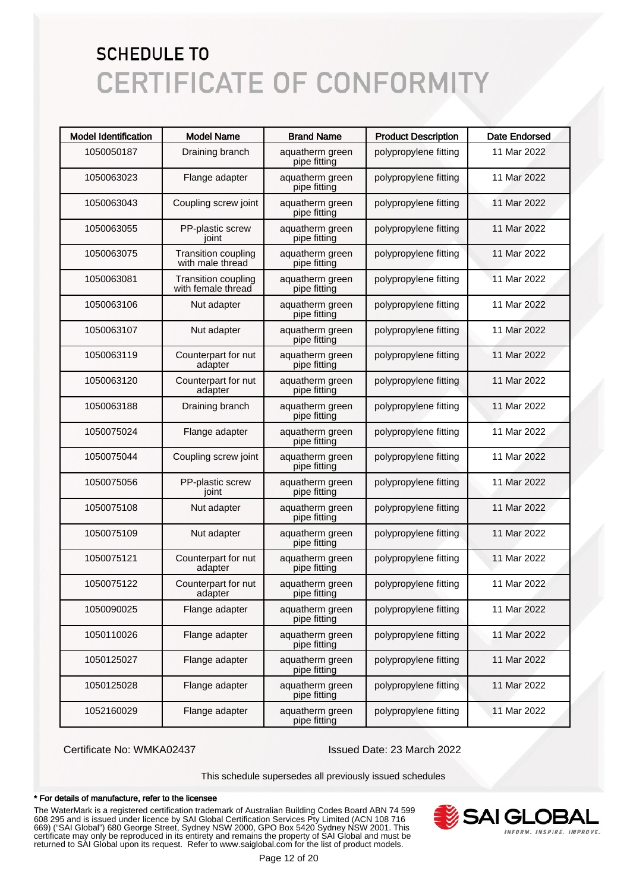# SCHEDULE TO

# CERTIFICATE OF CONFORMITY

| Model Identification | Model Name | Brand Name | Product Description | Date Endorsed |
|---|---|---|---|---|
| 1050050187 | Draining branch | aquatherm green pipe fitting | polypropylene fitting | 11 Mar 2022 |
| 1050063023 | Flange adapter | aquatherm green pipe fitting | polypropylene fitting | 11 Mar 2022 |
| 1050063043 | Coupling screw joint | aquatherm green pipe fitting | polypropylene fitting | 11 Mar 2022 |
| 1050063055 | PP-plastic screw joint | aquatherm green pipe fitting | polypropylene fitting | 11 Mar 2022 |
| 1050063075 | Transition coupling with male thread | aquatherm green pipe fitting | polypropylene fitting | 11 Mar 2022 |
| 1050063081 | Transition coupling with female thread | aquatherm green pipe fitting | polypropylene fitting | 11 Mar 2022 |
| 1050063106 | Nut adapter | aquatherm green pipe fitting | polypropylene fitting | 11 Mar 2022 |
| 1050063107 | Nut adapter | aquatherm green pipe fitting | polypropylene fitting | 11 Mar 2022 |
| 1050063119 | Counterpart for nut adapter | aquatherm green pipe fitting | polypropylene fitting | 11 Mar 2022 |
| 1050063120 | Counterpart for nut adapter | aquatherm green pipe fitting | polypropylene fitting | 11 Mar 2022 |
| 1050063188 | Draining branch | aquatherm green pipe fitting | polypropylene fitting | 11 Mar 2022 |
| 1050075024 | Flange adapter | aquatherm green pipe fitting | polypropylene fitting | 11 Mar 2022 |
| 1050075044 | Coupling screw joint | aquatherm green pipe fitting | polypropylene fitting | 11 Mar 2022 |
| 1050075056 | PP-plastic screw joint | aquatherm green pipe fitting | polypropylene fitting | 11 Mar 2022 |
| 1050075108 | Nut adapter | aquatherm green pipe fitting | polypropylene fitting | 11 Mar 2022 |
| 1050075109 | Nut adapter | aquatherm green pipe fitting | polypropylene fitting | 11 Mar 2022 |
| 1050075121 | Counterpart for nut adapter | aquatherm green pipe fitting | polypropylene fitting | 11 Mar 2022 |
| 1050075122 | Counterpart for nut adapter | aquatherm green pipe fitting | polypropylene fitting | 11 Mar 2022 |
| 1050090025 | Flange adapter | aquatherm green pipe fitting | polypropylene fitting | 11 Mar 2022 |
| 1050110026 | Flange adapter | aquatherm green pipe fitting | polypropylene fitting | 11 Mar 2022 |
| 1050125027 | Flange adapter | aquatherm green pipe fitting | polypropylene fitting | 11 Mar 2022 |
| 1050125028 | Flange adapter | aquatherm green pipe fitting | polypropylene fitting | 11 Mar 2022 |
| 1052160029 | Flange adapter | aquatherm green pipe fitting | polypropylene fitting | 11 Mar 2022 |

Certificate No: WMKA02437

Issued Date: 23 March 2022

This schedule supersedes all previously issued schedules

**\* For details of manufacture, refer to the licensee**

The WaterMark is a registered certification trademark of Australian Building Codes Board ABN 74 599 608 295 and is issued under licence by SAI Global Certification Services Pty Limited (ACN 108 716 669) ("SAI Global") 680 George Street, Sydney NSW 2000, GPO Box 5420 Sydney NSW 2001. This certificate may only be reproduced in its entirety and remains the property of SAI Global and must be returned to SAI Global upon its request. Refer to www.saiglobal.com for the list of product models.

SAI GLOBAL — INFORM. INSPIRE. IMPROVE.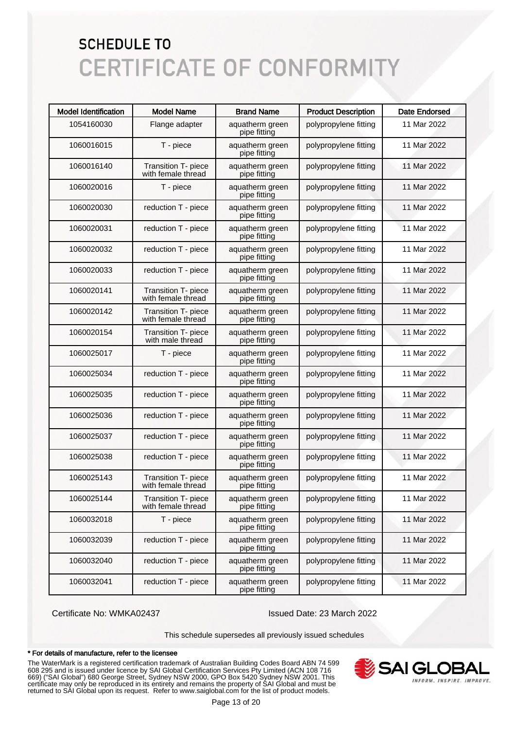# SCHEDULE TO
# CERTIFICATE OF CONFORMITY

| Model Identification | Model Name | Brand Name | Product Description | Date Endorsed |
|---|---|---|---|---|
| 1054160030 | Flange adapter | aquatherm green pipe fitting | polypropylene fitting | 11 Mar 2022 |
| 1060016015 | T - piece | aquatherm green pipe fitting | polypropylene fitting | 11 Mar 2022 |
| 1060016140 | Transition T- piece with female thread | aquatherm green pipe fitting | polypropylene fitting | 11 Mar 2022 |
| 1060020016 | T - piece | aquatherm green pipe fitting | polypropylene fitting | 11 Mar 2022 |
| 1060020030 | reduction T - piece | aquatherm green pipe fitting | polypropylene fitting | 11 Mar 2022 |
| 1060020031 | reduction T - piece | aquatherm green pipe fitting | polypropylene fitting | 11 Mar 2022 |
| 1060020032 | reduction T - piece | aquatherm green pipe fitting | polypropylene fitting | 11 Mar 2022 |
| 1060020033 | reduction T - piece | aquatherm green pipe fitting | polypropylene fitting | 11 Mar 2022 |
| 1060020141 | Transition T- piece with female thread | aquatherm green pipe fitting | polypropylene fitting | 11 Mar 2022 |
| 1060020142 | Transition T- piece with female thread | aquatherm green pipe fitting | polypropylene fitting | 11 Mar 2022 |
| 1060020154 | Transition T- piece with male thread | aquatherm green pipe fitting | polypropylene fitting | 11 Mar 2022 |
| 1060025017 | T - piece | aquatherm green pipe fitting | polypropylene fitting | 11 Mar 2022 |
| 1060025034 | reduction T - piece | aquatherm green pipe fitting | polypropylene fitting | 11 Mar 2022 |
| 1060025035 | reduction T - piece | aquatherm green pipe fitting | polypropylene fitting | 11 Mar 2022 |
| 1060025036 | reduction T - piece | aquatherm green pipe fitting | polypropylene fitting | 11 Mar 2022 |
| 1060025037 | reduction T - piece | aquatherm green pipe fitting | polypropylene fitting | 11 Mar 2022 |
| 1060025038 | reduction T - piece | aquatherm green pipe fitting | polypropylene fitting | 11 Mar 2022 |
| 1060025143 | Transition T- piece with female thread | aquatherm green pipe fitting | polypropylene fitting | 11 Mar 2022 |
| 1060025144 | Transition T- piece with female thread | aquatherm green pipe fitting | polypropylene fitting | 11 Mar 2022 |
| 1060032018 | T - piece | aquatherm green pipe fitting | polypropylene fitting | 11 Mar 2022 |
| 1060032039 | reduction T - piece | aquatherm green pipe fitting | polypropylene fitting | 11 Mar 2022 |
| 1060032040 | reduction T - piece | aquatherm green pipe fitting | polypropylene fitting | 11 Mar 2022 |
| 1060032041 | reduction T - piece | aquatherm green pipe fitting | polypropylene fitting | 11 Mar 2022 |

Certificate No: WMKA02437

Issued Date: 23 March 2022

This schedule supersedes all previously issued schedules

**\* For details of manufacture, refer to the licensee**

The WaterMark is a registered certification trademark of Australian Building Codes Board ABN 74 599 608 295 and is issued under licence by SAI Global Certification Services Pty Limited (ACN 108 716 669) ("SAI Global") 680 George Street, Sydney NSW 2000, GPO Box 5420 Sydney NSW 2001. This certificate may only be reproduced in its entirety and remains the property of SAI Global and must be returned to SAI Global upon its request. Refer to www.saiglobal.com for the list of product models.

SAI GLOBAL
INFORM. INSPIRE. IMPROVE.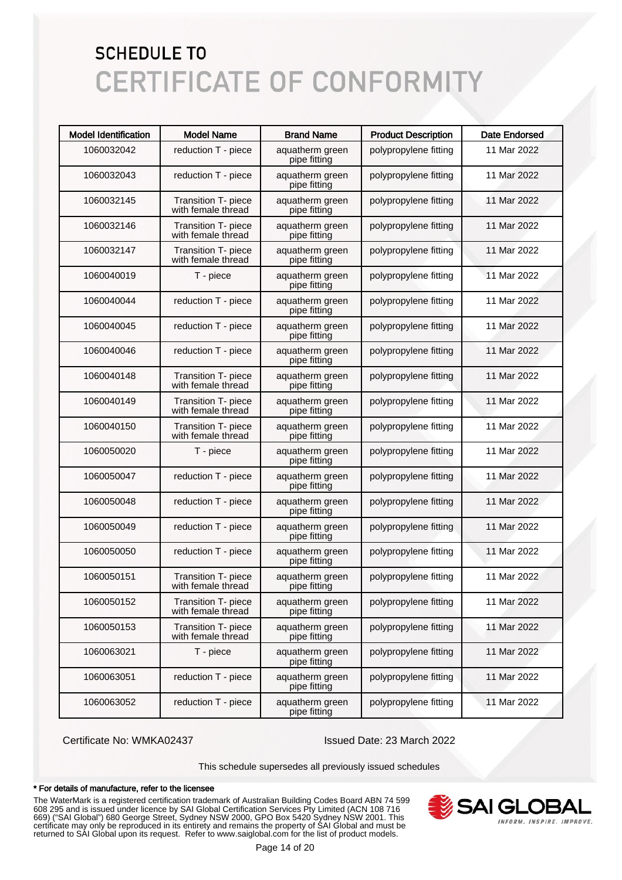# SCHEDULE TO

# CERTIFICATE OF CONFORMITY

| Model Identification | Model Name | Brand Name | Product Description | Date Endorsed |
|---|---|---|---|---|
| 1060032042 | reduction T - piece | aquatherm green pipe fitting | polypropylene fitting | 11 Mar 2022 |
| 1060032043 | reduction T - piece | aquatherm green pipe fitting | polypropylene fitting | 11 Mar 2022 |
| 1060032145 | Transition T- piece with female thread | aquatherm green pipe fitting | polypropylene fitting | 11 Mar 2022 |
| 1060032146 | Transition T- piece with female thread | aquatherm green pipe fitting | polypropylene fitting | 11 Mar 2022 |
| 1060032147 | Transition T- piece with female thread | aquatherm green pipe fitting | polypropylene fitting | 11 Mar 2022 |
| 1060040019 | T - piece | aquatherm green pipe fitting | polypropylene fitting | 11 Mar 2022 |
| 1060040044 | reduction T - piece | aquatherm green pipe fitting | polypropylene fitting | 11 Mar 2022 |
| 1060040045 | reduction T - piece | aquatherm green pipe fitting | polypropylene fitting | 11 Mar 2022 |
| 1060040046 | reduction T - piece | aquatherm green pipe fitting | polypropylene fitting | 11 Mar 2022 |
| 1060040148 | Transition T- piece with female thread | aquatherm green pipe fitting | polypropylene fitting | 11 Mar 2022 |
| 1060040149 | Transition T- piece with female thread | aquatherm green pipe fitting | polypropylene fitting | 11 Mar 2022 |
| 1060040150 | Transition T- piece with female thread | aquatherm green pipe fitting | polypropylene fitting | 11 Mar 2022 |
| 1060050020 | T - piece | aquatherm green pipe fitting | polypropylene fitting | 11 Mar 2022 |
| 1060050047 | reduction T - piece | aquatherm green pipe fitting | polypropylene fitting | 11 Mar 2022 |
| 1060050048 | reduction T - piece | aquatherm green pipe fitting | polypropylene fitting | 11 Mar 2022 |
| 1060050049 | reduction T - piece | aquatherm green pipe fitting | polypropylene fitting | 11 Mar 2022 |
| 1060050050 | reduction T - piece | aquatherm green pipe fitting | polypropylene fitting | 11 Mar 2022 |
| 1060050151 | Transition T- piece with female thread | aquatherm green pipe fitting | polypropylene fitting | 11 Mar 2022 |
| 1060050152 | Transition T- piece with female thread | aquatherm green pipe fitting | polypropylene fitting | 11 Mar 2022 |
| 1060050153 | Transition T- piece with female thread | aquatherm green pipe fitting | polypropylene fitting | 11 Mar 2022 |
| 1060063021 | T - piece | aquatherm green pipe fitting | polypropylene fitting | 11 Mar 2022 |
| 1060063051 | reduction T - piece | aquatherm green pipe fitting | polypropylene fitting | 11 Mar 2022 |
| 1060063052 | reduction T - piece | aquatherm green pipe fitting | polypropylene fitting | 11 Mar 2022 |

Certificate No: WMKA02437

Issued Date: 23 March 2022

This schedule supersedes all previously issued schedules

**\* For details of manufacture, refer to the licensee**

The WaterMark is a registered certification trademark of Australian Building Codes Board ABN 74 599 608 295 and is issued under licence by SAI Global Certification Services Pty Limited (ACN 108 716 669) ("SAI Global") 680 George Street, Sydney NSW 2000, GPO Box 5420 Sydney NSW 2001. This certificate may only be reproduced in its entirety and remains the property of SAI Global and must be returned to SAI Global upon its request. Refer to www.saiglobal.com for the list of product models.

SAI GLOBAL
INFORM. INSPIRE. IMPROVE.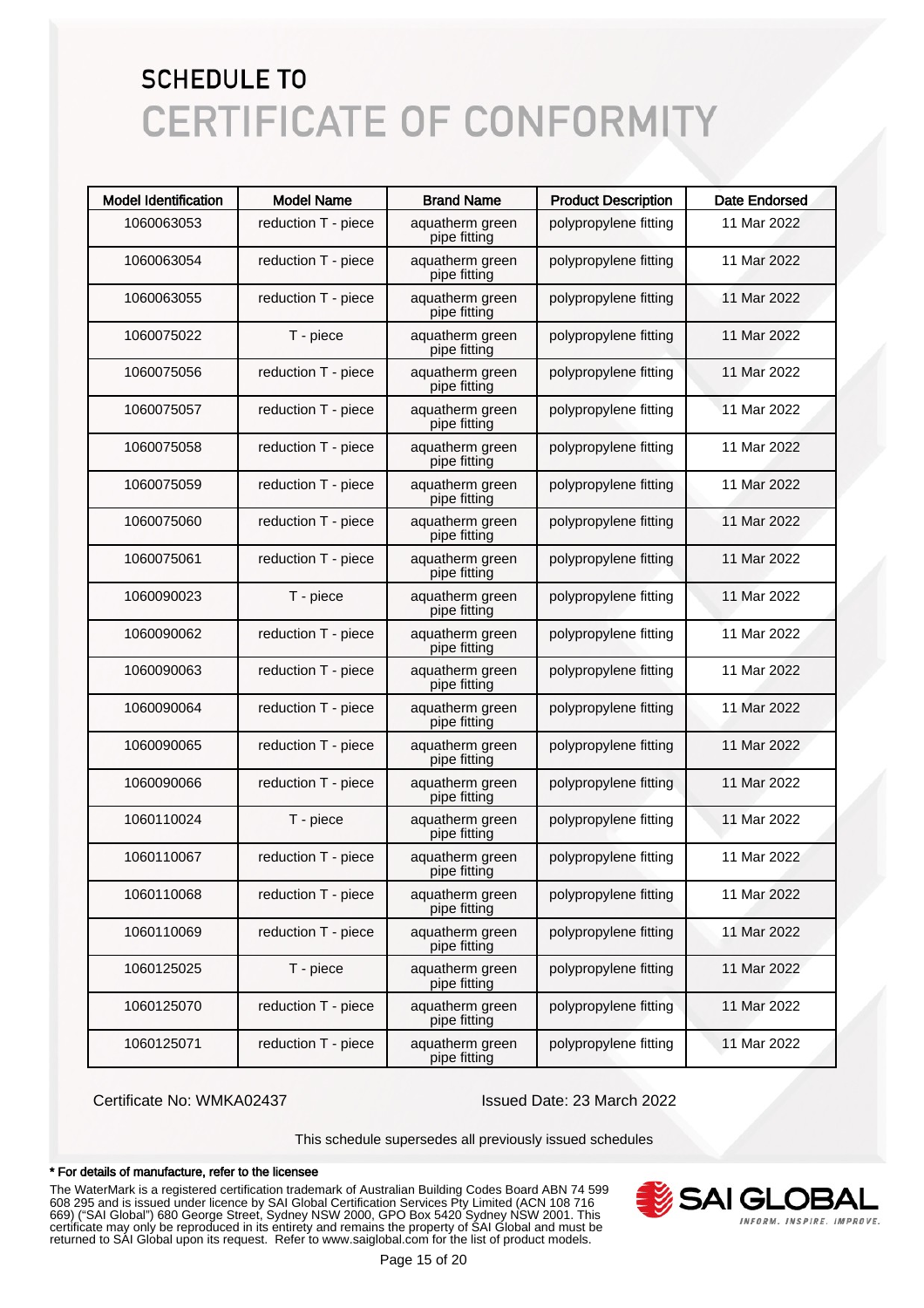# SCHEDULE TO
# CERTIFICATE OF CONFORMITY

| Model Identification | Model Name | Brand Name | Product Description | Date Endorsed |
|---|---|---|---|---|
| 1060063053 | reduction T - piece | aquatherm green pipe fitting | polypropylene fitting | 11 Mar 2022 |
| 1060063054 | reduction T - piece | aquatherm green pipe fitting | polypropylene fitting | 11 Mar 2022 |
| 1060063055 | reduction T - piece | aquatherm green pipe fitting | polypropylene fitting | 11 Mar 2022 |
| 1060075022 | T - piece | aquatherm green pipe fitting | polypropylene fitting | 11 Mar 2022 |
| 1060075056 | reduction T - piece | aquatherm green pipe fitting | polypropylene fitting | 11 Mar 2022 |
| 1060075057 | reduction T - piece | aquatherm green pipe fitting | polypropylene fitting | 11 Mar 2022 |
| 1060075058 | reduction T - piece | aquatherm green pipe fitting | polypropylene fitting | 11 Mar 2022 |
| 1060075059 | reduction T - piece | aquatherm green pipe fitting | polypropylene fitting | 11 Mar 2022 |
| 1060075060 | reduction T - piece | aquatherm green pipe fitting | polypropylene fitting | 11 Mar 2022 |
| 1060075061 | reduction T - piece | aquatherm green pipe fitting | polypropylene fitting | 11 Mar 2022 |
| 1060090023 | T - piece | aquatherm green pipe fitting | polypropylene fitting | 11 Mar 2022 |
| 1060090062 | reduction T - piece | aquatherm green pipe fitting | polypropylene fitting | 11 Mar 2022 |
| 1060090063 | reduction T - piece | aquatherm green pipe fitting | polypropylene fitting | 11 Mar 2022 |
| 1060090064 | reduction T - piece | aquatherm green pipe fitting | polypropylene fitting | 11 Mar 2022 |
| 1060090065 | reduction T - piece | aquatherm green pipe fitting | polypropylene fitting | 11 Mar 2022 |
| 1060090066 | reduction T - piece | aquatherm green pipe fitting | polypropylene fitting | 11 Mar 2022 |
| 1060110024 | T - piece | aquatherm green pipe fitting | polypropylene fitting | 11 Mar 2022 |
| 1060110067 | reduction T - piece | aquatherm green pipe fitting | polypropylene fitting | 11 Mar 2022 |
| 1060110068 | reduction T - piece | aquatherm green pipe fitting | polypropylene fitting | 11 Mar 2022 |
| 1060110069 | reduction T - piece | aquatherm green pipe fitting | polypropylene fitting | 11 Mar 2022 |
| 1060125025 | T - piece | aquatherm green pipe fitting | polypropylene fitting | 11 Mar 2022 |
| 1060125070 | reduction T - piece | aquatherm green pipe fitting | polypropylene fitting | 11 Mar 2022 |
| 1060125071 | reduction T - piece | aquatherm green pipe fitting | polypropylene fitting | 11 Mar 2022 |

Certificate No: WMKA02437 Issued Date: 23 March 2022

This schedule supersedes all previously issued schedules

**\* For details of manufacture, refer to the licensee**

The WaterMark is a registered certification trademark of Australian Building Codes Board ABN 74 599 608 295 and is issued under licence by SAI Global Certification Services Pty Limited (ACN 108 716 669) ("SAI Global") 680 George Street, Sydney NSW 2000, GPO Box 5420 Sydney NSW 2001. This certificate may only be reproduced in its entirety and remains the property of SAI Global and must be returned to SAI Global upon its request. Refer to www.saiglobal.com for the list of product models.

SAI GLOBAL
INFORM. INSPIRE. IMPROVE.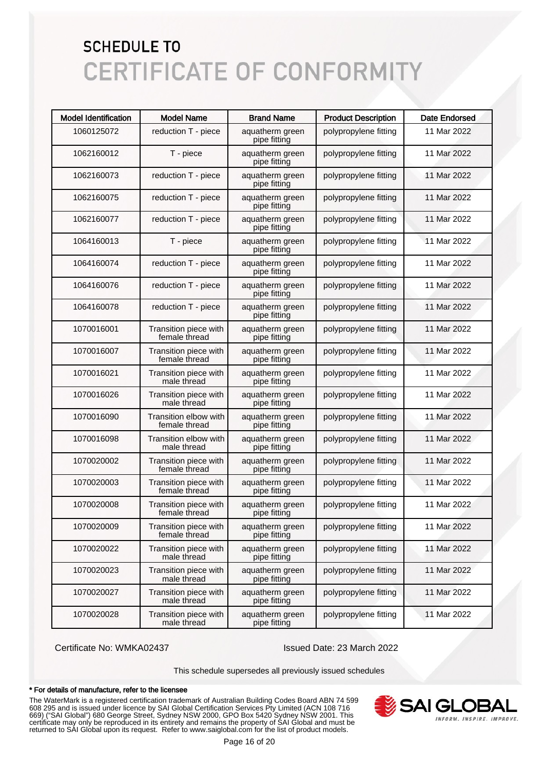# SCHEDULE TO
# CERTIFICATE OF CONFORMITY

| Model Identification | Model Name | Brand Name | Product Description | Date Endorsed |
|---|---|---|---|---|
| 1060125072 | reduction T - piece | aquatherm green pipe fitting | polypropylene fitting | 11 Mar 2022 |
| 1062160012 | T - piece | aquatherm green pipe fitting | polypropylene fitting | 11 Mar 2022 |
| 1062160073 | reduction T - piece | aquatherm green pipe fitting | polypropylene fitting | 11 Mar 2022 |
| 1062160075 | reduction T - piece | aquatherm green pipe fitting | polypropylene fitting | 11 Mar 2022 |
| 1062160077 | reduction T - piece | aquatherm green pipe fitting | polypropylene fitting | 11 Mar 2022 |
| 1064160013 | T - piece | aquatherm green pipe fitting | polypropylene fitting | 11 Mar 2022 |
| 1064160074 | reduction T - piece | aquatherm green pipe fitting | polypropylene fitting | 11 Mar 2022 |
| 1064160076 | reduction T - piece | aquatherm green pipe fitting | polypropylene fitting | 11 Mar 2022 |
| 1064160078 | reduction T - piece | aquatherm green pipe fitting | polypropylene fitting | 11 Mar 2022 |
| 1070016001 | Transition piece with female thread | aquatherm green pipe fitting | polypropylene fitting | 11 Mar 2022 |
| 1070016007 | Transition piece with female thread | aquatherm green pipe fitting | polypropylene fitting | 11 Mar 2022 |
| 1070016021 | Transition piece with male thread | aquatherm green pipe fitting | polypropylene fitting | 11 Mar 2022 |
| 1070016026 | Transition piece with male thread | aquatherm green pipe fitting | polypropylene fitting | 11 Mar 2022 |
| 1070016090 | Transition elbow with female thread | aquatherm green pipe fitting | polypropylene fitting | 11 Mar 2022 |
| 1070016098 | Transition elbow with male thread | aquatherm green pipe fitting | polypropylene fitting | 11 Mar 2022 |
| 1070020002 | Transition piece with female thread | aquatherm green pipe fitting | polypropylene fitting | 11 Mar 2022 |
| 1070020003 | Transition piece with female thread | aquatherm green pipe fitting | polypropylene fitting | 11 Mar 2022 |
| 1070020008 | Transition piece with female thread | aquatherm green pipe fitting | polypropylene fitting | 11 Mar 2022 |
| 1070020009 | Transition piece with female thread | aquatherm green pipe fitting | polypropylene fitting | 11 Mar 2022 |
| 1070020022 | Transition piece with male thread | aquatherm green pipe fitting | polypropylene fitting | 11 Mar 2022 |
| 1070020023 | Transition piece with male thread | aquatherm green pipe fitting | polypropylene fitting | 11 Mar 2022 |
| 1070020027 | Transition piece with male thread | aquatherm green pipe fitting | polypropylene fitting | 11 Mar 2022 |
| 1070020028 | Transition piece with male thread | aquatherm green pipe fitting | polypropylene fitting | 11 Mar 2022 |

Certificate No: WMKA02437 Issued Date: 23 March 2022

This schedule supersedes all previously issued schedules

**\* For details of manufacture, refer to the licensee**

The WaterMark is a registered certification trademark of Australian Building Codes Board ABN 74 599 608 295 and is issued under licence by SAI Global Certification Services Pty Limited (ACN 108 716 669) ("SAI Global") 680 George Street, Sydney NSW 2000, GPO Box 5420 Sydney NSW 2001. This certificate may only be reproduced in its entirety and remains the property of SAI Global and must be returned to SAI Global upon its request. Refer to www.saiglobal.com for the list of product models.

SAI GLOBAL
INFORM. INSPIRE. IMPROVE.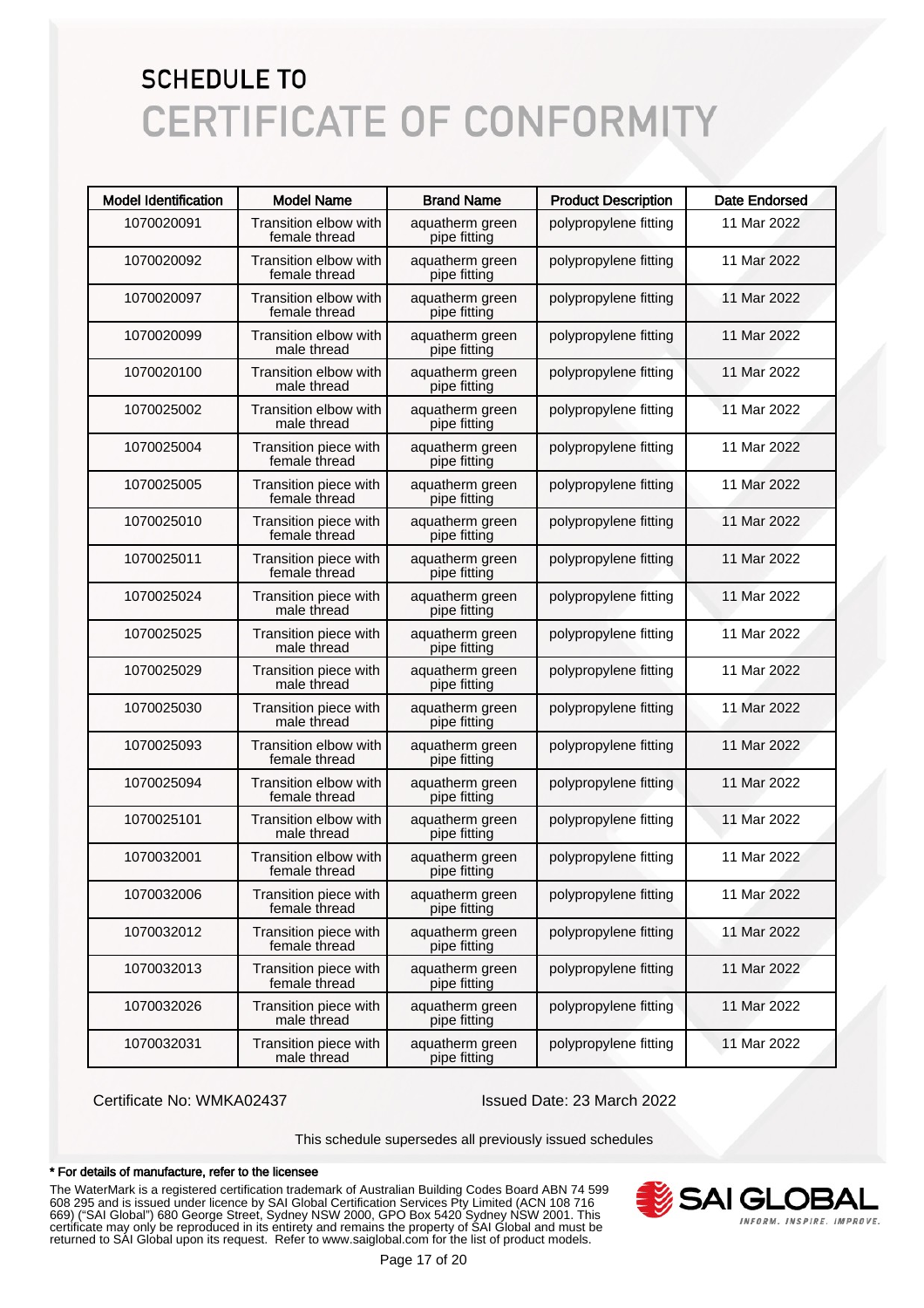# SCHEDULE TO
# CERTIFICATE OF CONFORMITY

| Model Identification | Model Name | Brand Name | Product Description | Date Endorsed |
|---|---|---|---|---|
| 1070020091 | Transition elbow with female thread | aquatherm green pipe fitting | polypropylene fitting | 11 Mar 2022 |
| 1070020092 | Transition elbow with female thread | aquatherm green pipe fitting | polypropylene fitting | 11 Mar 2022 |
| 1070020097 | Transition elbow with female thread | aquatherm green pipe fitting | polypropylene fitting | 11 Mar 2022 |
| 1070020099 | Transition elbow with male thread | aquatherm green pipe fitting | polypropylene fitting | 11 Mar 2022 |
| 1070020100 | Transition elbow with male thread | aquatherm green pipe fitting | polypropylene fitting | 11 Mar 2022 |
| 1070025002 | Transition elbow with male thread | aquatherm green pipe fitting | polypropylene fitting | 11 Mar 2022 |
| 1070025004 | Transition piece with female thread | aquatherm green pipe fitting | polypropylene fitting | 11 Mar 2022 |
| 1070025005 | Transition piece with female thread | aquatherm green pipe fitting | polypropylene fitting | 11 Mar 2022 |
| 1070025010 | Transition piece with female thread | aquatherm green pipe fitting | polypropylene fitting | 11 Mar 2022 |
| 1070025011 | Transition piece with female thread | aquatherm green pipe fitting | polypropylene fitting | 11 Mar 2022 |
| 1070025024 | Transition piece with male thread | aquatherm green pipe fitting | polypropylene fitting | 11 Mar 2022 |
| 1070025025 | Transition piece with male thread | aquatherm green pipe fitting | polypropylene fitting | 11 Mar 2022 |
| 1070025029 | Transition piece with male thread | aquatherm green pipe fitting | polypropylene fitting | 11 Mar 2022 |
| 1070025030 | Transition piece with male thread | aquatherm green pipe fitting | polypropylene fitting | 11 Mar 2022 |
| 1070025093 | Transition elbow with female thread | aquatherm green pipe fitting | polypropylene fitting | 11 Mar 2022 |
| 1070025094 | Transition elbow with female thread | aquatherm green pipe fitting | polypropylene fitting | 11 Mar 2022 |
| 1070025101 | Transition elbow with male thread | aquatherm green pipe fitting | polypropylene fitting | 11 Mar 2022 |
| 1070032001 | Transition elbow with female thread | aquatherm green pipe fitting | polypropylene fitting | 11 Mar 2022 |
| 1070032006 | Transition piece with female thread | aquatherm green pipe fitting | polypropylene fitting | 11 Mar 2022 |
| 1070032012 | Transition piece with female thread | aquatherm green pipe fitting | polypropylene fitting | 11 Mar 2022 |
| 1070032013 | Transition piece with female thread | aquatherm green pipe fitting | polypropylene fitting | 11 Mar 2022 |
| 1070032026 | Transition piece with male thread | aquatherm green pipe fitting | polypropylene fitting | 11 Mar 2022 |
| 1070032031 | Transition piece with male thread | aquatherm green pipe fitting | polypropylene fitting | 11 Mar 2022 |

Certificate No: WMKA02437

Issued Date: 23 March 2022

This schedule supersedes all previously issued schedules

**\* For details of manufacture, refer to the licensee**

The WaterMark is a registered certification trademark of Australian Building Codes Board ABN 74 599 608 295 and is issued under licence by SAI Global Certification Services Pty Limited (ACN 108 716 669) ("SAI Global") 680 George Street, Sydney NSW 2000, GPO Box 5420 Sydney NSW 2001. This certificate may only be reproduced in its entirety and remains the property of SAI Global and must be returned to SAI Global upon its request. Refer to www.saiglobal.com for the list of product models.

SAI GLOBAL
INFORM. INSPIRE. IMPROVE.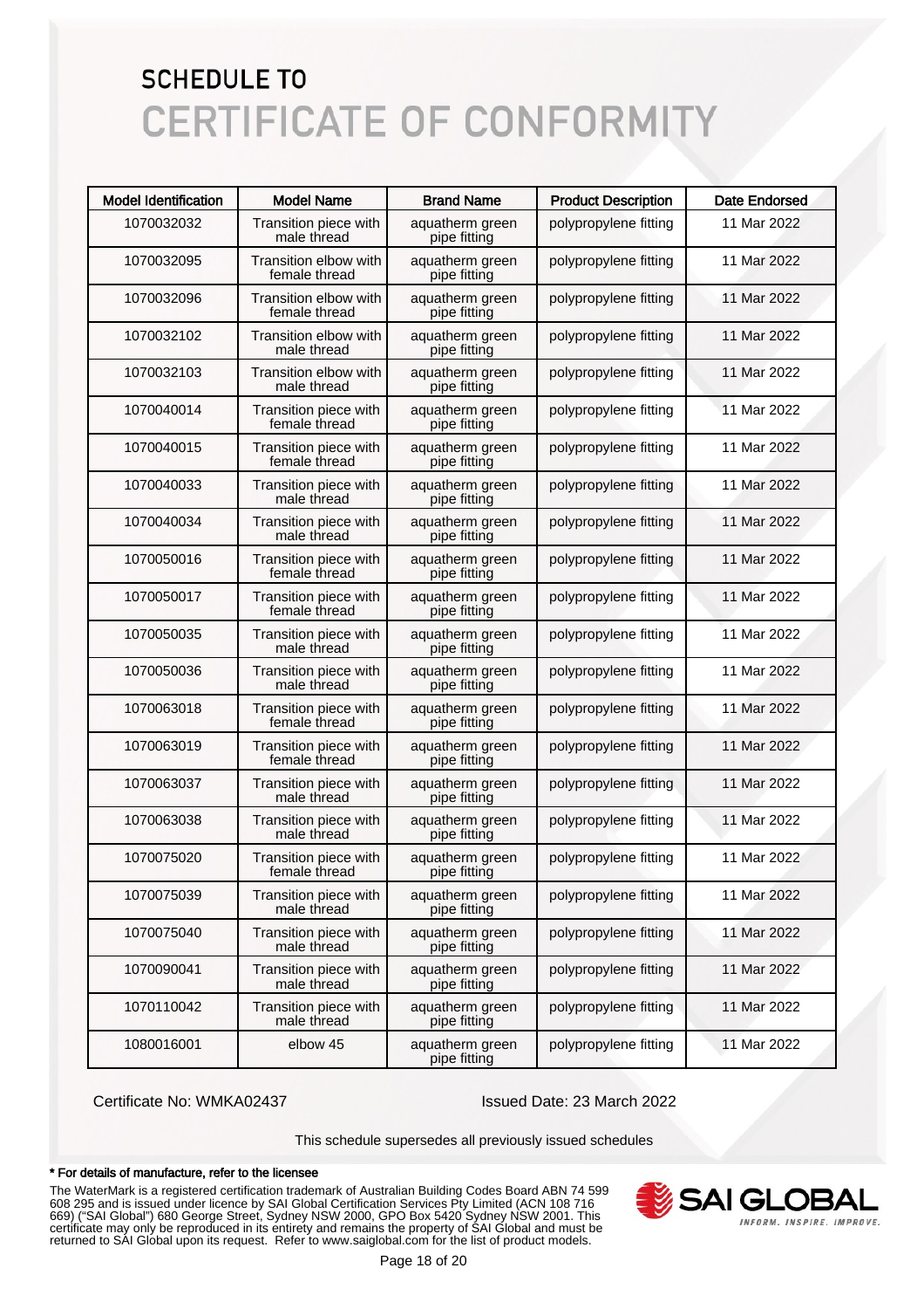# SCHEDULE TO
# CERTIFICATE OF CONFORMITY

| Model Identification | Model Name | Brand Name | Product Description | Date Endorsed |
|---|---|---|---|---|
| 1070032032 | Transition piece with male thread | aquatherm green pipe fitting | polypropylene fitting | 11 Mar 2022 |
| 1070032095 | Transition elbow with female thread | aquatherm green pipe fitting | polypropylene fitting | 11 Mar 2022 |
| 1070032096 | Transition elbow with female thread | aquatherm green pipe fitting | polypropylene fitting | 11 Mar 2022 |
| 1070032102 | Transition elbow with male thread | aquatherm green pipe fitting | polypropylene fitting | 11 Mar 2022 |
| 1070032103 | Transition elbow with male thread | aquatherm green pipe fitting | polypropylene fitting | 11 Mar 2022 |
| 1070040014 | Transition piece with female thread | aquatherm green pipe fitting | polypropylene fitting | 11 Mar 2022 |
| 1070040015 | Transition piece with female thread | aquatherm green pipe fitting | polypropylene fitting | 11 Mar 2022 |
| 1070040033 | Transition piece with male thread | aquatherm green pipe fitting | polypropylene fitting | 11 Mar 2022 |
| 1070040034 | Transition piece with male thread | aquatherm green pipe fitting | polypropylene fitting | 11 Mar 2022 |
| 1070050016 | Transition piece with female thread | aquatherm green pipe fitting | polypropylene fitting | 11 Mar 2022 |
| 1070050017 | Transition piece with female thread | aquatherm green pipe fitting | polypropylene fitting | 11 Mar 2022 |
| 1070050035 | Transition piece with male thread | aquatherm green pipe fitting | polypropylene fitting | 11 Mar 2022 |
| 1070050036 | Transition piece with male thread | aquatherm green pipe fitting | polypropylene fitting | 11 Mar 2022 |
| 1070063018 | Transition piece with female thread | aquatherm green pipe fitting | polypropylene fitting | 11 Mar 2022 |
| 1070063019 | Transition piece with female thread | aquatherm green pipe fitting | polypropylene fitting | 11 Mar 2022 |
| 1070063037 | Transition piece with male thread | aquatherm green pipe fitting | polypropylene fitting | 11 Mar 2022 |
| 1070063038 | Transition piece with male thread | aquatherm green pipe fitting | polypropylene fitting | 11 Mar 2022 |
| 1070075020 | Transition piece with female thread | aquatherm green pipe fitting | polypropylene fitting | 11 Mar 2022 |
| 1070075039 | Transition piece with male thread | aquatherm green pipe fitting | polypropylene fitting | 11 Mar 2022 |
| 1070075040 | Transition piece with male thread | aquatherm green pipe fitting | polypropylene fitting | 11 Mar 2022 |
| 1070090041 | Transition piece with male thread | aquatherm green pipe fitting | polypropylene fitting | 11 Mar 2022 |
| 1070110042 | Transition piece with male thread | aquatherm green pipe fitting | polypropylene fitting | 11 Mar 2022 |
| 1080016001 | elbow 45 | aquatherm green pipe fitting | polypropylene fitting | 11 Mar 2022 |

Certificate No: WMKA02437

Issued Date: 23 March 2022

This schedule supersedes all previously issued schedules

**\* For details of manufacture, refer to the licensee**

The WaterMark is a registered certification trademark of Australian Building Codes Board ABN 74 599 608 295 and is issued under licence by SAI Global Certification Services Pty Limited (ACN 108 716 669) ("SAI Global") 680 George Street, Sydney NSW 2000, GPO Box 5420 Sydney NSW 2001. This certificate may only be reproduced in its entirety and remains the property of SAI Global and must be returned to SAI Global upon its request. Refer to www.saiglobal.com for the list of product models.

SAI GLOBAL
INFORM. INSPIRE. IMPROVE.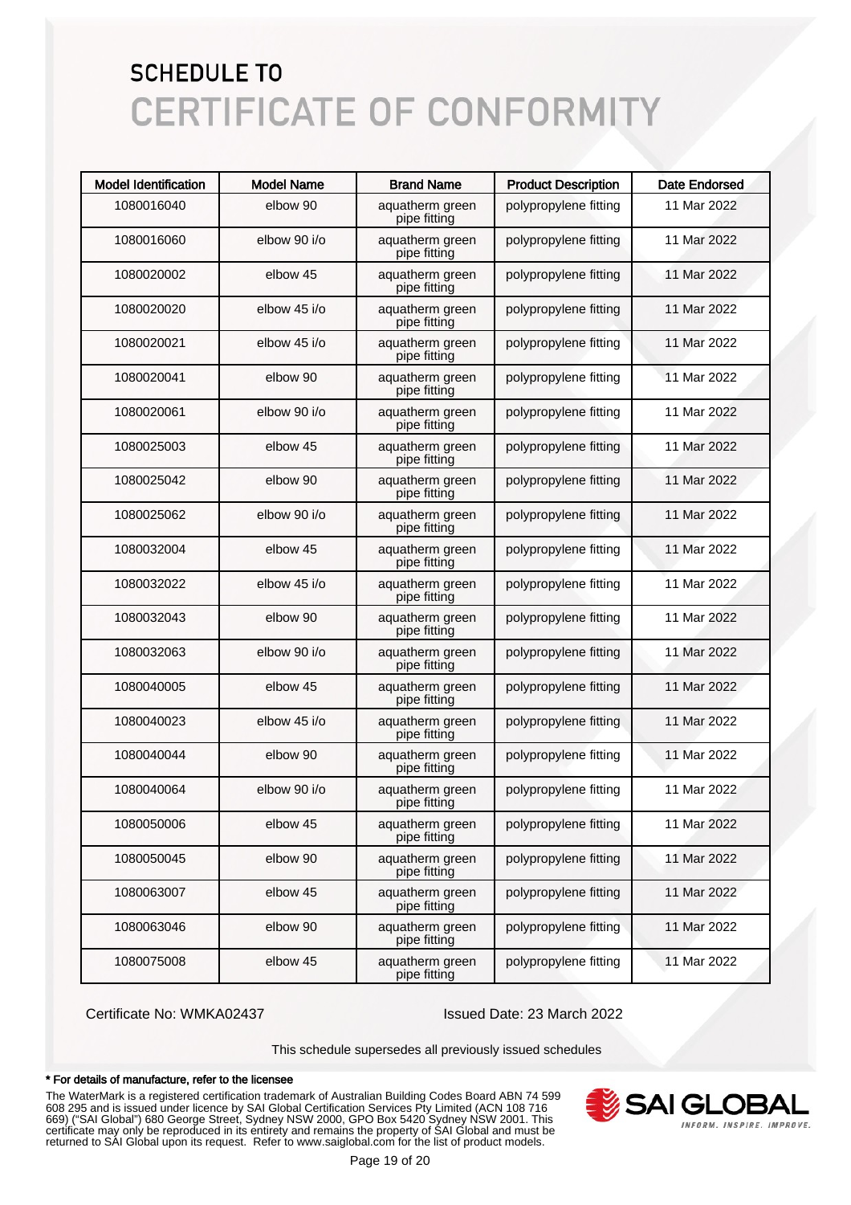# SCHEDULE TO
# CERTIFICATE OF CONFORMITY

| Model Identification | Model Name | Brand Name | Product Description | Date Endorsed |
|---|---|---|---|---|
| 1080016040 | elbow 90 | aquatherm green pipe fitting | polypropylene fitting | 11 Mar 2022 |
| 1080016060 | elbow 90 i/o | aquatherm green pipe fitting | polypropylene fitting | 11 Mar 2022 |
| 1080020002 | elbow 45 | aquatherm green pipe fitting | polypropylene fitting | 11 Mar 2022 |
| 1080020020 | elbow 45 i/o | aquatherm green pipe fitting | polypropylene fitting | 11 Mar 2022 |
| 1080020021 | elbow 45 i/o | aquatherm green pipe fitting | polypropylene fitting | 11 Mar 2022 |
| 1080020041 | elbow 90 | aquatherm green pipe fitting | polypropylene fitting | 11 Mar 2022 |
| 1080020061 | elbow 90 i/o | aquatherm green pipe fitting | polypropylene fitting | 11 Mar 2022 |
| 1080025003 | elbow 45 | aquatherm green pipe fitting | polypropylene fitting | 11 Mar 2022 |
| 1080025042 | elbow 90 | aquatherm green pipe fitting | polypropylene fitting | 11 Mar 2022 |
| 1080025062 | elbow 90 i/o | aquatherm green pipe fitting | polypropylene fitting | 11 Mar 2022 |
| 1080032004 | elbow 45 | aquatherm green pipe fitting | polypropylene fitting | 11 Mar 2022 |
| 1080032022 | elbow 45 i/o | aquatherm green pipe fitting | polypropylene fitting | 11 Mar 2022 |
| 1080032043 | elbow 90 | aquatherm green pipe fitting | polypropylene fitting | 11 Mar 2022 |
| 1080032063 | elbow 90 i/o | aquatherm green pipe fitting | polypropylene fitting | 11 Mar 2022 |
| 1080040005 | elbow 45 | aquatherm green pipe fitting | polypropylene fitting | 11 Mar 2022 |
| 1080040023 | elbow 45 i/o | aquatherm green pipe fitting | polypropylene fitting | 11 Mar 2022 |
| 1080040044 | elbow 90 | aquatherm green pipe fitting | polypropylene fitting | 11 Mar 2022 |
| 1080040064 | elbow 90 i/o | aquatherm green pipe fitting | polypropylene fitting | 11 Mar 2022 |
| 1080050006 | elbow 45 | aquatherm green pipe fitting | polypropylene fitting | 11 Mar 2022 |
| 1080050045 | elbow 90 | aquatherm green pipe fitting | polypropylene fitting | 11 Mar 2022 |
| 1080063007 | elbow 45 | aquatherm green pipe fitting | polypropylene fitting | 11 Mar 2022 |
| 1080063046 | elbow 90 | aquatherm green pipe fitting | polypropylene fitting | 11 Mar 2022 |
| 1080075008 | elbow 45 | aquatherm green pipe fitting | polypropylene fitting | 11 Mar 2022 |

Certificate No: WMKA02437

Issued Date: 23 March 2022

This schedule supersedes all previously issued schedules

**\* For details of manufacture, refer to the licensee**

The WaterMark is a registered certification trademark of Australian Building Codes Board ABN 74 599 608 295 and is issued under licence by SAI Global Certification Services Pty Limited (ACN 108 716 669) ("SAI Global") 680 George Street, Sydney NSW 2000, GPO Box 5420 Sydney NSW 2001. This certificate may only be reproduced in its entirety and remains the property of SAI Global and must be returned to SAI Global upon its request. Refer to www.saiglobal.com for the list of product models.

SAI GLOBAL
INFORM. INSPIRE. IMPROVE.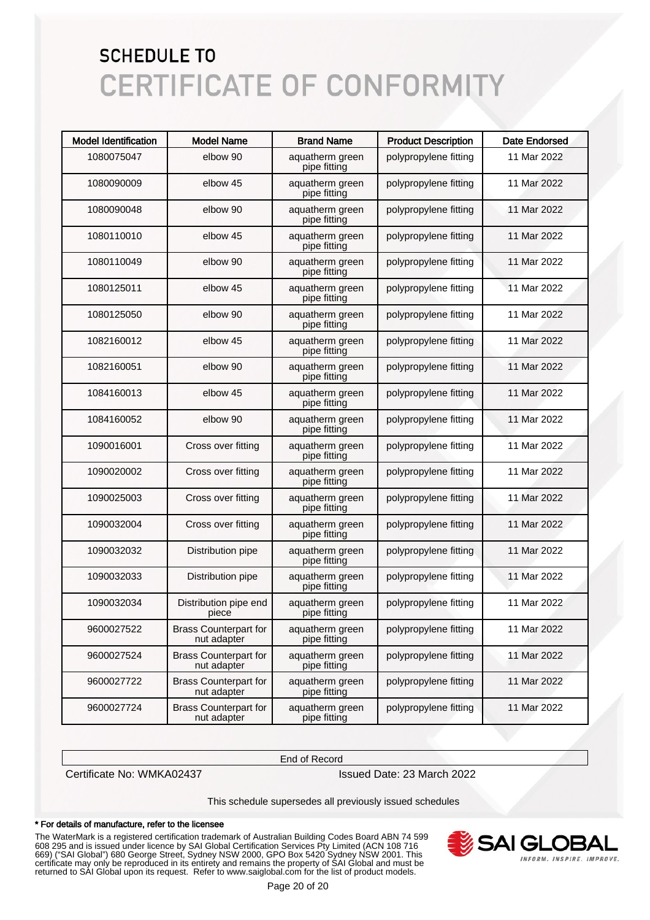# SCHEDULE TO
# CERTIFICATE OF CONFORMITY

| Model Identification | Model Name | Brand Name | Product Description | Date Endorsed |
|---|---|---|---|---|
| 1080075047 | elbow 90 | aquatherm green pipe fitting | polypropylene fitting | 11 Mar 2022 |
| 1080090009 | elbow 45 | aquatherm green pipe fitting | polypropylene fitting | 11 Mar 2022 |
| 1080090048 | elbow 90 | aquatherm green pipe fitting | polypropylene fitting | 11 Mar 2022 |
| 1080110010 | elbow 45 | aquatherm green pipe fitting | polypropylene fitting | 11 Mar 2022 |
| 1080110049 | elbow 90 | aquatherm green pipe fitting | polypropylene fitting | 11 Mar 2022 |
| 1080125011 | elbow 45 | aquatherm green pipe fitting | polypropylene fitting | 11 Mar 2022 |
| 1080125050 | elbow 90 | aquatherm green pipe fitting | polypropylene fitting | 11 Mar 2022 |
| 1082160012 | elbow 45 | aquatherm green pipe fitting | polypropylene fitting | 11 Mar 2022 |
| 1082160051 | elbow 90 | aquatherm green pipe fitting | polypropylene fitting | 11 Mar 2022 |
| 1084160013 | elbow 45 | aquatherm green pipe fitting | polypropylene fitting | 11 Mar 2022 |
| 1084160052 | elbow 90 | aquatherm green pipe fitting | polypropylene fitting | 11 Mar 2022 |
| 1090016001 | Cross over fitting | aquatherm green pipe fitting | polypropylene fitting | 11 Mar 2022 |
| 1090020002 | Cross over fitting | aquatherm green pipe fitting | polypropylene fitting | 11 Mar 2022 |
| 1090025003 | Cross over fitting | aquatherm green pipe fitting | polypropylene fitting | 11 Mar 2022 |
| 1090032004 | Cross over fitting | aquatherm green pipe fitting | polypropylene fitting | 11 Mar 2022 |
| 1090032032 | Distribution pipe | aquatherm green pipe fitting | polypropylene fitting | 11 Mar 2022 |
| 1090032033 | Distribution pipe | aquatherm green pipe fitting | polypropylene fitting | 11 Mar 2022 |
| 1090032034 | Distribution pipe end piece | aquatherm green pipe fitting | polypropylene fitting | 11 Mar 2022 |
| 9600027522 | Brass Counterpart for nut adapter | aquatherm green pipe fitting | polypropylene fitting | 11 Mar 2022 |
| 9600027524 | Brass Counterpart for nut adapter | aquatherm green pipe fitting | polypropylene fitting | 11 Mar 2022 |
| 9600027722 | Brass Counterpart for nut adapter | aquatherm green pipe fitting | polypropylene fitting | 11 Mar 2022 |
| 9600027724 | Brass Counterpart for nut adapter | aquatherm green pipe fitting | polypropylene fitting | 11 Mar 2022 |

End of Record

Certificate No: WMKA02437 Issued Date: 23 March 2022

This schedule supersedes all previously issued schedules

**\* For details of manufacture, refer to the licensee**

The WaterMark is a registered certification trademark of Australian Building Codes Board ABN 74 599 608 295 and is issued under licence by SAI Global Certification Services Pty Limited (ACN 108 716 669) ("SAI Global") 680 George Street, Sydney NSW 2000, GPO Box 5420 Sydney NSW 2001. This certificate may only be reproduced in its entirety and remains the property of SAI Global and must be returned to SAI Global upon its request. Refer to www.saiglobal.com for the list of product models.

SAI GLOBAL
INFORM. INSPIRE. IMPROVE.